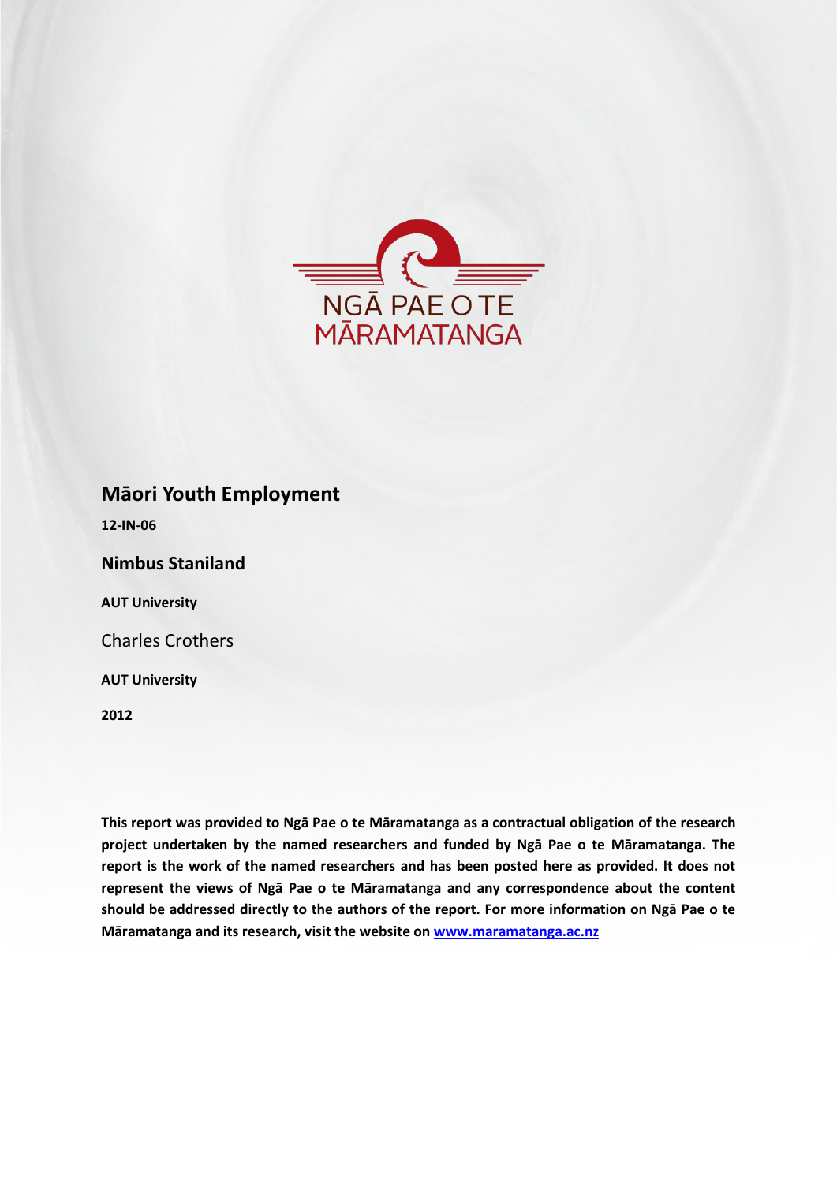NGĀ PAE O TE MĀRAMATANGA

# Māori Youth Employment

**12-IN-06**

## Nimbus Staniland

**AUT University**

Charles Crothers

**AUT University**

**2012**

**This report was provided to Ngā Pae o te Māramatanga as a contractual obligation of the research project undertaken by the named researchers and funded by Ngā Pae o te Māramatanga. The report is the work of the named researchers and has been posted here as provided. It does not represent the views of Ngā Pae o te Māramatanga and any correspondence about the content should be addressed directly to the authors of the report. For more information on Ngā Pae o te Māramatanga and its research, visit the website on [www.maramatanga.ac.nz](http://www.maramatanga.ac.nz)**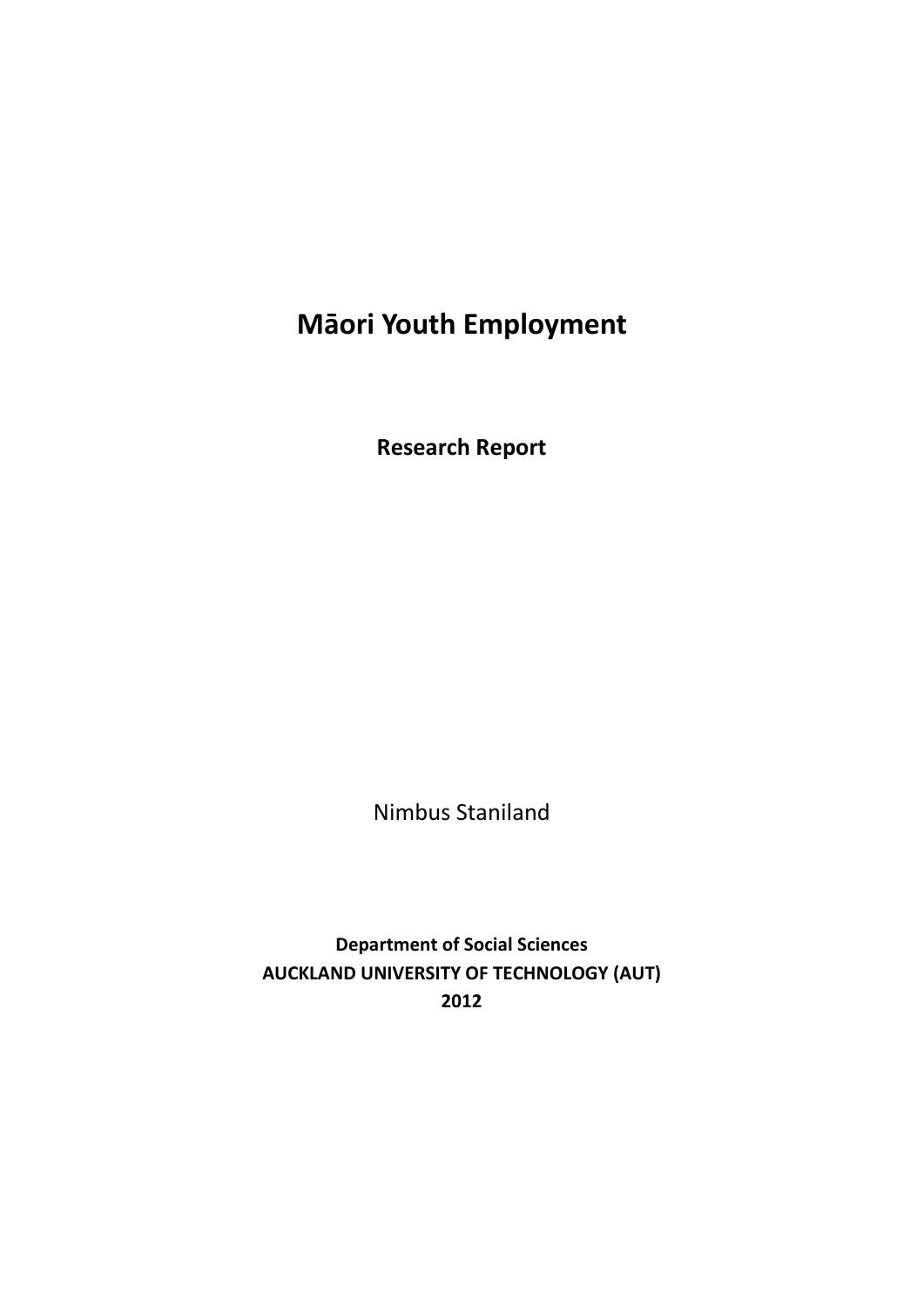# Māori Youth Employment

**Research Report**

Nimbus Staniland

**Department of Social Sciences**
**AUCKLAND UNIVERSITY OF TECHNOLOGY (AUT)**
**2012**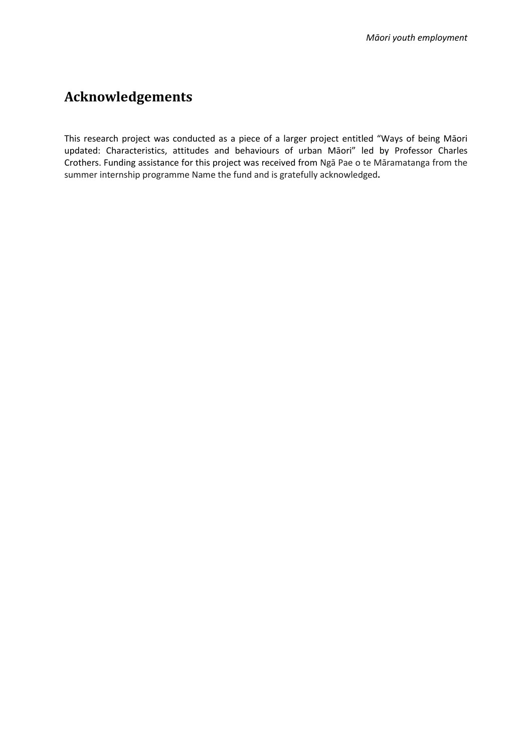# Acknowledgements

This research project was conducted as a piece of a larger project entitled "Ways of being Māori updated: Characteristics, attitudes and behaviours of urban Māori" led by Professor Charles Crothers. Funding assistance for this project was received from Ngā Pae o te Māramatanga from the summer internship programme Name the fund and is gratefully acknowledged**.**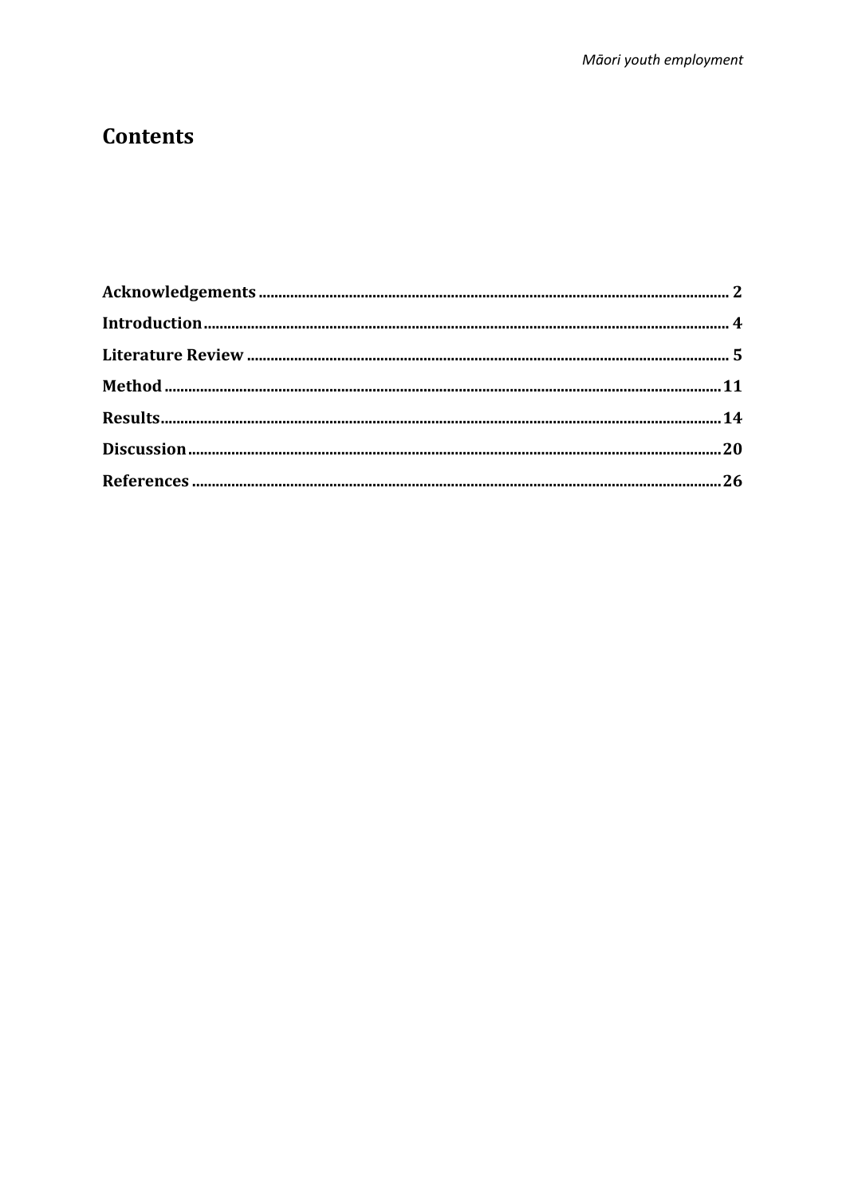# Contents

**Acknowledgements** ........................................................................................................................ **2**

**Introduction** ........................................................................................................................ **4**

**Literature Review** ........................................................................................................................ **5**

**Method** ........................................................................................................................ **11**

**Results** ........................................................................................................................ **14**

**Discussion** ........................................................................................................................ **20**

**References** ........................................................................................................................ **26**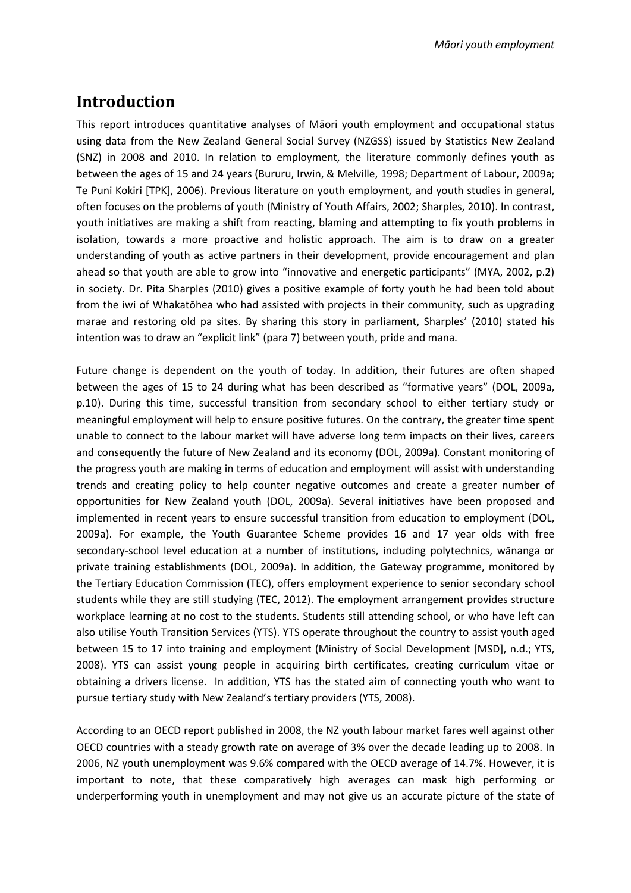# Introduction

This report introduces quantitative analyses of Māori youth employment and occupational status using data from the New Zealand General Social Survey (NZGSS) issued by Statistics New Zealand (SNZ) in 2008 and 2010. In relation to employment, the literature commonly defines youth as between the ages of 15 and 24 years (Bururu, Irwin, & Melville, 1998; Department of Labour, 2009a; Te Puni Kokiri [TPK], 2006). Previous literature on youth employment, and youth studies in general, often focuses on the problems of youth (Ministry of Youth Affairs, 2002; Sharples, 2010). In contrast, youth initiatives are making a shift from reacting, blaming and attempting to fix youth problems in isolation, towards a more proactive and holistic approach. The aim is to draw on a greater understanding of youth as active partners in their development, provide encouragement and plan ahead so that youth are able to grow into "innovative and energetic participants" (MYA, 2002, p.2) in society. Dr. Pita Sharples (2010) gives a positive example of forty youth he had been told about from the iwi of Whakatōhea who had assisted with projects in their community, such as upgrading marae and restoring old pa sites. By sharing this story in parliament, Sharples' (2010) stated his intention was to draw an "explicit link" (para 7) between youth, pride and mana.

Future change is dependent on the youth of today. In addition, their futures are often shaped between the ages of 15 to 24 during what has been described as "formative years" (DOL, 2009a, p.10). During this time, successful transition from secondary school to either tertiary study or meaningful employment will help to ensure positive futures. On the contrary, the greater time spent unable to connect to the labour market will have adverse long term impacts on their lives, careers and consequently the future of New Zealand and its economy (DOL, 2009a). Constant monitoring of the progress youth are making in terms of education and employment will assist with understanding trends and creating policy to help counter negative outcomes and create a greater number of opportunities for New Zealand youth (DOL, 2009a). Several initiatives have been proposed and implemented in recent years to ensure successful transition from education to employment (DOL, 2009a). For example, the Youth Guarantee Scheme provides 16 and 17 year olds with free secondary-school level education at a number of institutions, including polytechnics, wānanga or private training establishments (DOL, 2009a). In addition, the Gateway programme, monitored by the Tertiary Education Commission (TEC), offers employment experience to senior secondary school students while they are still studying (TEC, 2012). The employment arrangement provides structure workplace learning at no cost to the students. Students still attending school, or who have left can also utilise Youth Transition Services (YTS). YTS operate throughout the country to assist youth aged between 15 to 17 into training and employment (Ministry of Social Development [MSD], n.d.; YTS, 2008). YTS can assist young people in acquiring birth certificates, creating curriculum vitae or obtaining a drivers license. In addition, YTS has the stated aim of connecting youth who want to pursue tertiary study with New Zealand's tertiary providers (YTS, 2008).

According to an OECD report published in 2008, the NZ youth labour market fares well against other OECD countries with a steady growth rate on average of 3% over the decade leading up to 2008. In 2006, NZ youth unemployment was 9.6% compared with the OECD average of 14.7%. However, it is important to note, that these comparatively high averages can mask high performing or underperforming youth in unemployment and may not give us an accurate picture of the state of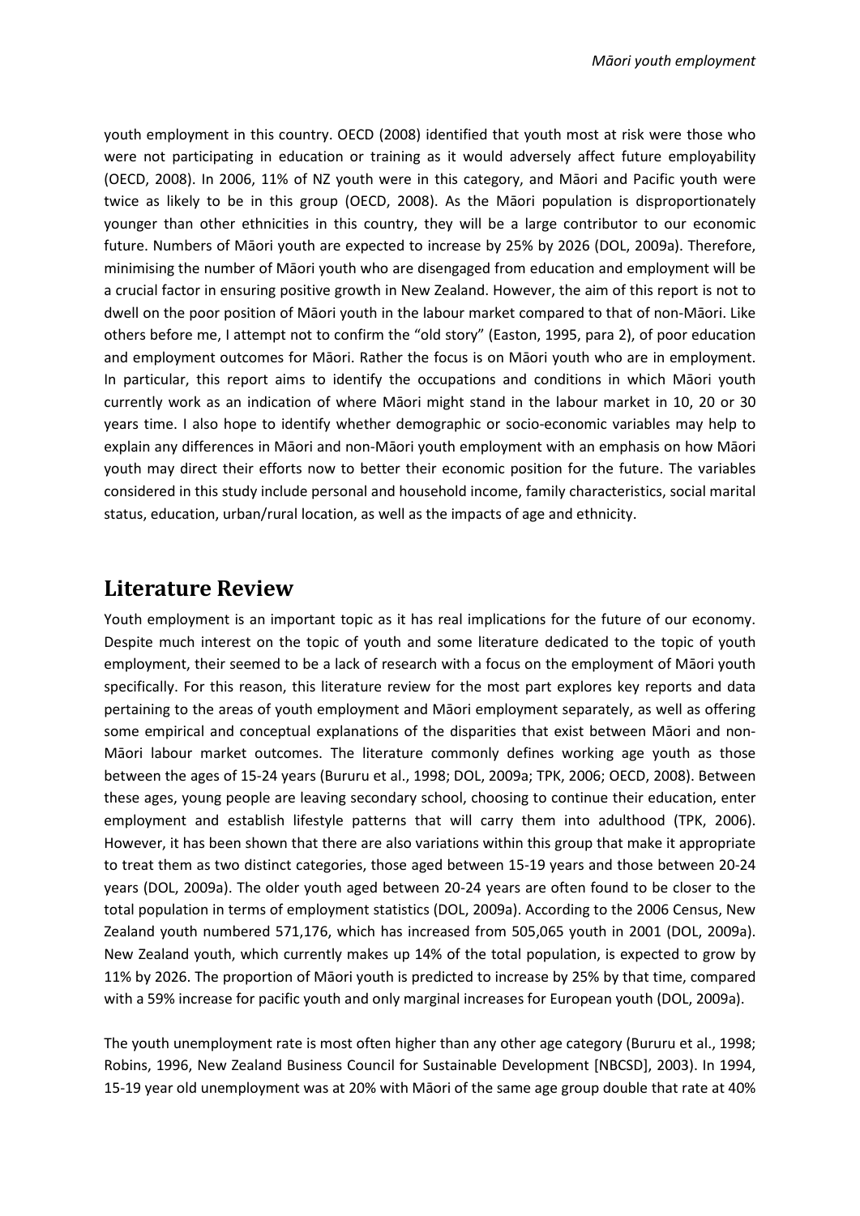youth employment in this country. OECD (2008) identified that youth most at risk were those who were not participating in education or training as it would adversely affect future employability (OECD, 2008). In 2006, 11% of NZ youth were in this category, and Māori and Pacific youth were twice as likely to be in this group (OECD, 2008). As the Māori population is disproportionately younger than other ethnicities in this country, they will be a large contributor to our economic future. Numbers of Māori youth are expected to increase by 25% by 2026 (DOL, 2009a). Therefore, minimising the number of Māori youth who are disengaged from education and employment will be a crucial factor in ensuring positive growth in New Zealand. However, the aim of this report is not to dwell on the poor position of Māori youth in the labour market compared to that of non-Māori. Like others before me, I attempt not to confirm the "old story" (Easton, 1995, para 2), of poor education and employment outcomes for Māori. Rather the focus is on Māori youth who are in employment. In particular, this report aims to identify the occupations and conditions in which Māori youth currently work as an indication of where Māori might stand in the labour market in 10, 20 or 30 years time. I also hope to identify whether demographic or socio-economic variables may help to explain any differences in Māori and non-Māori youth employment with an emphasis on how Māori youth may direct their efforts now to better their economic position for the future. The variables considered in this study include personal and household income, family characteristics, social marital status, education, urban/rural location, as well as the impacts of age and ethnicity.

## Literature Review

Youth employment is an important topic as it has real implications for the future of our economy. Despite much interest on the topic of youth and some literature dedicated to the topic of youth employment, their seemed to be a lack of research with a focus on the employment of Māori youth specifically. For this reason, this literature review for the most part explores key reports and data pertaining to the areas of youth employment and Māori employment separately, as well as offering some empirical and conceptual explanations of the disparities that exist between Māori and non-Māori labour market outcomes. The literature commonly defines working age youth as those between the ages of 15-24 years (Bururu et al., 1998; DOL, 2009a; TPK, 2006; OECD, 2008). Between these ages, young people are leaving secondary school, choosing to continue their education, enter employment and establish lifestyle patterns that will carry them into adulthood (TPK, 2006). However, it has been shown that there are also variations within this group that make it appropriate to treat them as two distinct categories, those aged between 15-19 years and those between 20-24 years (DOL, 2009a). The older youth aged between 20-24 years are often found to be closer to the total population in terms of employment statistics (DOL, 2009a). According to the 2006 Census, New Zealand youth numbered 571,176, which has increased from 505,065 youth in 2001 (DOL, 2009a). New Zealand youth, which currently makes up 14% of the total population, is expected to grow by 11% by 2026. The proportion of Māori youth is predicted to increase by 25% by that time, compared with a 59% increase for pacific youth and only marginal increases for European youth (DOL, 2009a).

The youth unemployment rate is most often higher than any other age category (Bururu et al., 1998; Robins, 1996, New Zealand Business Council for Sustainable Development [NBCSD], 2003). In 1994, 15-19 year old unemployment was at 20% with Māori of the same age group double that rate at 40%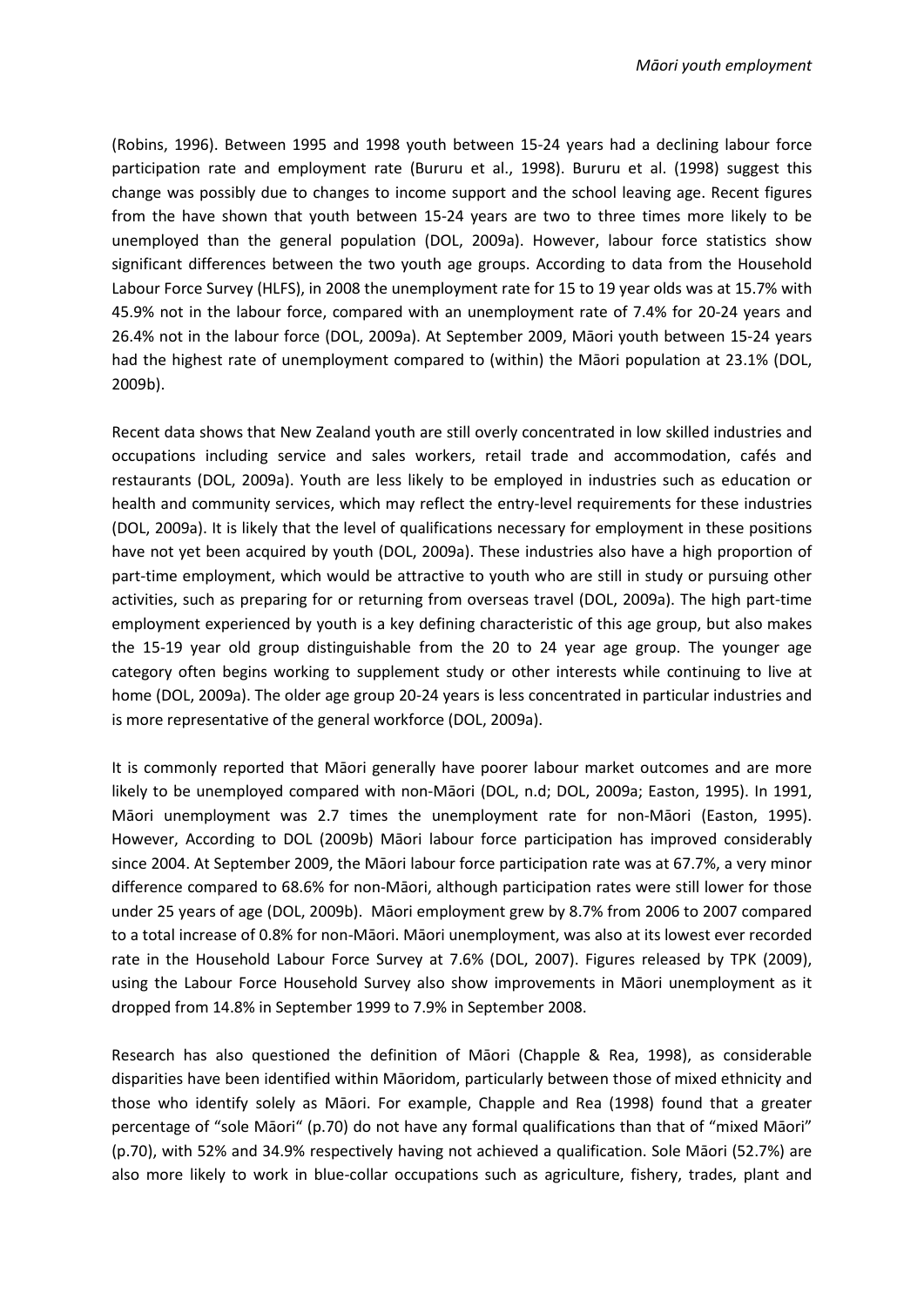(Robins, 1996). Between 1995 and 1998 youth between 15-24 years had a declining labour force participation rate and employment rate (Bururu et al., 1998). Bururu et al. (1998) suggest this change was possibly due to changes to income support and the school leaving age. Recent figures from the have shown that youth between 15-24 years are two to three times more likely to be unemployed than the general population (DOL, 2009a). However, labour force statistics show significant differences between the two youth age groups. According to data from the Household Labour Force Survey (HLFS), in 2008 the unemployment rate for 15 to 19 year olds was at 15.7% with 45.9% not in the labour force, compared with an unemployment rate of 7.4% for 20-24 years and 26.4% not in the labour force (DOL, 2009a). At September 2009, Māori youth between 15-24 years had the highest rate of unemployment compared to (within) the Māori population at 23.1% (DOL, 2009b).

Recent data shows that New Zealand youth are still overly concentrated in low skilled industries and occupations including service and sales workers, retail trade and accommodation, cafés and restaurants (DOL, 2009a). Youth are less likely to be employed in industries such as education or health and community services, which may reflect the entry-level requirements for these industries (DOL, 2009a). It is likely that the level of qualifications necessary for employment in these positions have not yet been acquired by youth (DOL, 2009a). These industries also have a high proportion of part-time employment, which would be attractive to youth who are still in study or pursuing other activities, such as preparing for or returning from overseas travel (DOL, 2009a). The high part-time employment experienced by youth is a key defining characteristic of this age group, but also makes the 15-19 year old group distinguishable from the 20 to 24 year age group. The younger age category often begins working to supplement study or other interests while continuing to live at home (DOL, 2009a). The older age group 20-24 years is less concentrated in particular industries and is more representative of the general workforce (DOL, 2009a).

It is commonly reported that Māori generally have poorer labour market outcomes and are more likely to be unemployed compared with non-Māori (DOL, n.d; DOL, 2009a; Easton, 1995). In 1991, Māori unemployment was 2.7 times the unemployment rate for non-Māori (Easton, 1995). However, According to DOL (2009b) Māori labour force participation has improved considerably since 2004. At September 2009, the Māori labour force participation rate was at 67.7%, a very minor difference compared to 68.6% for non-Māori, although participation rates were still lower for those under 25 years of age (DOL, 2009b). Māori employment grew by 8.7% from 2006 to 2007 compared to a total increase of 0.8% for non-Māori. Māori unemployment, was also at its lowest ever recorded rate in the Household Labour Force Survey at 7.6% (DOL, 2007). Figures released by TPK (2009), using the Labour Force Household Survey also show improvements in Māori unemployment as it dropped from 14.8% in September 1999 to 7.9% in September 2008.

Research has also questioned the definition of Māori (Chapple & Rea, 1998), as considerable disparities have been identified within Māoridom, particularly between those of mixed ethnicity and those who identify solely as Māori. For example, Chapple and Rea (1998) found that a greater percentage of "sole Māori" (p.70) do not have any formal qualifications than that of "mixed Māori" (p.70), with 52% and 34.9% respectively having not achieved a qualification. Sole Māori (52.7%) are also more likely to work in blue-collar occupations such as agriculture, fishery, trades, plant and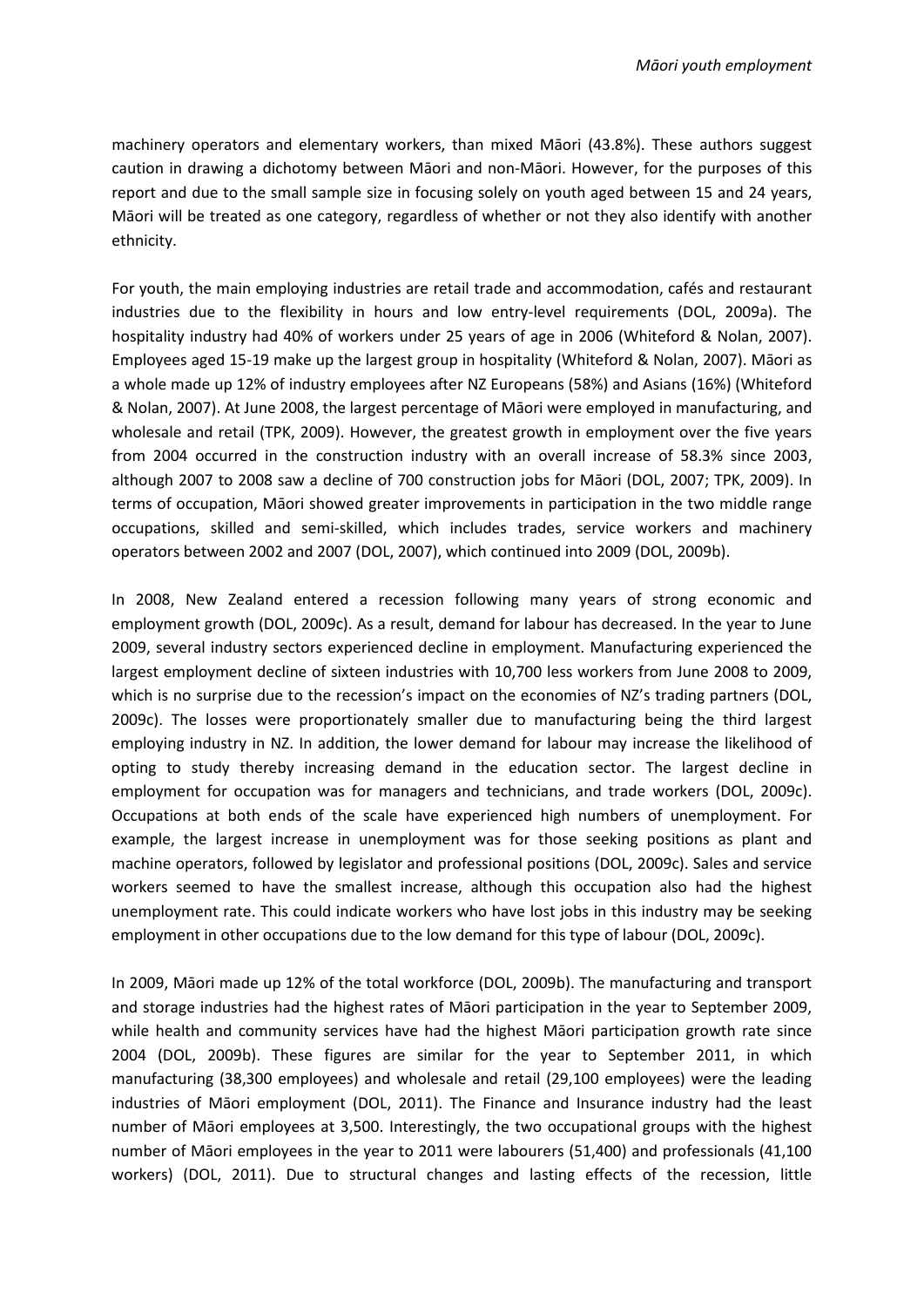machinery operators and elementary workers, than mixed Māori (43.8%). These authors suggest caution in drawing a dichotomy between Māori and non-Māori. However, for the purposes of this report and due to the small sample size in focusing solely on youth aged between 15 and 24 years, Māori will be treated as one category, regardless of whether or not they also identify with another ethnicity.

For youth, the main employing industries are retail trade and accommodation, cafés and restaurant industries due to the flexibility in hours and low entry-level requirements (DOL, 2009a). The hospitality industry had 40% of workers under 25 years of age in 2006 (Whiteford & Nolan, 2007). Employees aged 15-19 make up the largest group in hospitality (Whiteford & Nolan, 2007). Māori as a whole made up 12% of industry employees after NZ Europeans (58%) and Asians (16%) (Whiteford & Nolan, 2007). At June 2008, the largest percentage of Māori were employed in manufacturing, and wholesale and retail (TPK, 2009). However, the greatest growth in employment over the five years from 2004 occurred in the construction industry with an overall increase of 58.3% since 2003, although 2007 to 2008 saw a decline of 700 construction jobs for Māori (DOL, 2007; TPK, 2009). In terms of occupation, Māori showed greater improvements in participation in the two middle range occupations, skilled and semi-skilled, which includes trades, service workers and machinery operators between 2002 and 2007 (DOL, 2007), which continued into 2009 (DOL, 2009b).

In 2008, New Zealand entered a recession following many years of strong economic and employment growth (DOL, 2009c). As a result, demand for labour has decreased. In the year to June 2009, several industry sectors experienced decline in employment. Manufacturing experienced the largest employment decline of sixteen industries with 10,700 less workers from June 2008 to 2009, which is no surprise due to the recession's impact on the economies of NZ's trading partners (DOL, 2009c). The losses were proportionately smaller due to manufacturing being the third largest employing industry in NZ. In addition, the lower demand for labour may increase the likelihood of opting to study thereby increasing demand in the education sector. The largest decline in employment for occupation was for managers and technicians, and trade workers (DOL, 2009c). Occupations at both ends of the scale have experienced high numbers of unemployment. For example, the largest increase in unemployment was for those seeking positions as plant and machine operators, followed by legislator and professional positions (DOL, 2009c). Sales and service workers seemed to have the smallest increase, although this occupation also had the highest unemployment rate. This could indicate workers who have lost jobs in this industry may be seeking employment in other occupations due to the low demand for this type of labour (DOL, 2009c).

In 2009, Māori made up 12% of the total workforce (DOL, 2009b). The manufacturing and transport and storage industries had the highest rates of Māori participation in the year to September 2009, while health and community services have had the highest Māori participation growth rate since 2004 (DOL, 2009b). These figures are similar for the year to September 2011, in which manufacturing (38,300 employees) and wholesale and retail (29,100 employees) were the leading industries of Māori employment (DOL, 2011). The Finance and Insurance industry had the least number of Māori employees at 3,500. Interestingly, the two occupational groups with the highest number of Māori employees in the year to 2011 were labourers (51,400) and professionals (41,100 workers) (DOL, 2011). Due to structural changes and lasting effects of the recession, little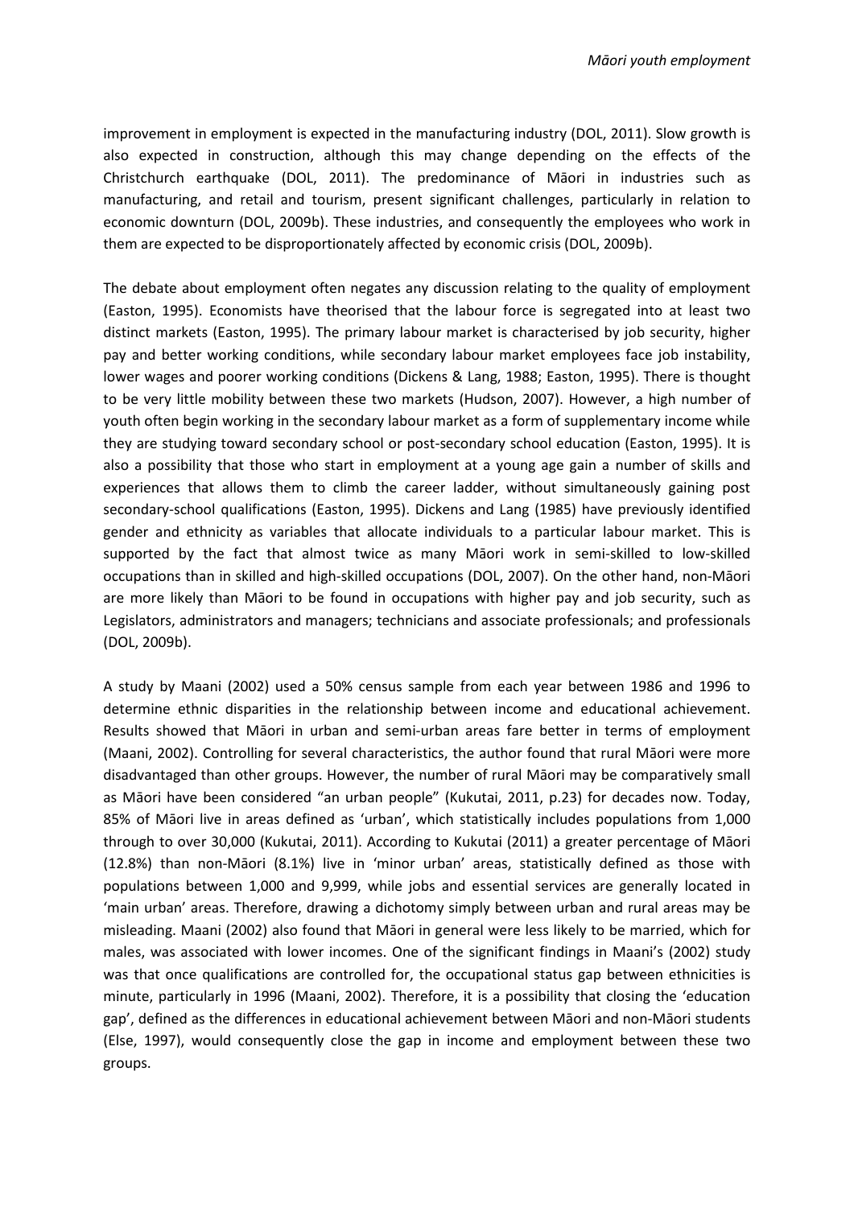improvement in employment is expected in the manufacturing industry (DOL, 2011). Slow growth is also expected in construction, although this may change depending on the effects of the Christchurch earthquake (DOL, 2011). The predominance of Māori in industries such as manufacturing, and retail and tourism, present significant challenges, particularly in relation to economic downturn (DOL, 2009b). These industries, and consequently the employees who work in them are expected to be disproportionately affected by economic crisis (DOL, 2009b).

The debate about employment often negates any discussion relating to the quality of employment (Easton, 1995). Economists have theorised that the labour force is segregated into at least two distinct markets (Easton, 1995). The primary labour market is characterised by job security, higher pay and better working conditions, while secondary labour market employees face job instability, lower wages and poorer working conditions (Dickens & Lang, 1988; Easton, 1995). There is thought to be very little mobility between these two markets (Hudson, 2007). However, a high number of youth often begin working in the secondary labour market as a form of supplementary income while they are studying toward secondary school or post-secondary school education (Easton, 1995). It is also a possibility that those who start in employment at a young age gain a number of skills and experiences that allows them to climb the career ladder, without simultaneously gaining post secondary-school qualifications (Easton, 1995). Dickens and Lang (1985) have previously identified gender and ethnicity as variables that allocate individuals to a particular labour market. This is supported by the fact that almost twice as many Māori work in semi-skilled to low-skilled occupations than in skilled and high-skilled occupations (DOL, 2007). On the other hand, non-Māori are more likely than Māori to be found in occupations with higher pay and job security, such as Legislators, administrators and managers; technicians and associate professionals; and professionals (DOL, 2009b).

A study by Maani (2002) used a 50% census sample from each year between 1986 and 1996 to determine ethnic disparities in the relationship between income and educational achievement. Results showed that Māori in urban and semi-urban areas fare better in terms of employment (Maani, 2002). Controlling for several characteristics, the author found that rural Māori were more disadvantaged than other groups. However, the number of rural Māori may be comparatively small as Māori have been considered "an urban people" (Kukutai, 2011, p.23) for decades now. Today, 85% of Māori live in areas defined as 'urban', which statistically includes populations from 1,000 through to over 30,000 (Kukutai, 2011). According to Kukutai (2011) a greater percentage of Māori (12.8%) than non-Māori (8.1%) live in 'minor urban' areas, statistically defined as those with populations between 1,000 and 9,999, while jobs and essential services are generally located in 'main urban' areas. Therefore, drawing a dichotomy simply between urban and rural areas may be misleading. Maani (2002) also found that Māori in general were less likely to be married, which for males, was associated with lower incomes. One of the significant findings in Maani's (2002) study was that once qualifications are controlled for, the occupational status gap between ethnicities is minute, particularly in 1996 (Maani, 2002). Therefore, it is a possibility that closing the 'education gap', defined as the differences in educational achievement between Māori and non-Māori students (Else, 1997), would consequently close the gap in income and employment between these two groups.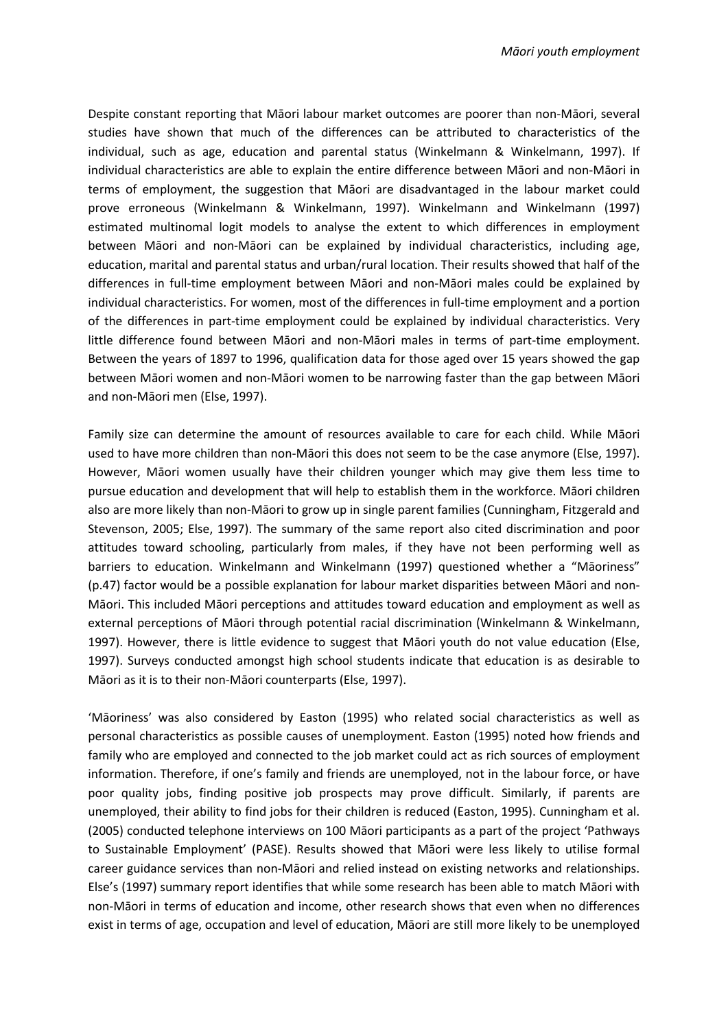Despite constant reporting that Māori labour market outcomes are poorer than non-Māori, several studies have shown that much of the differences can be attributed to characteristics of the individual, such as age, education and parental status (Winkelmann & Winkelmann, 1997). If individual characteristics are able to explain the entire difference between Māori and non-Māori in terms of employment, the suggestion that Māori are disadvantaged in the labour market could prove erroneous (Winkelmann & Winkelmann, 1997). Winkelmann and Winkelmann (1997) estimated multinomal logit models to analyse the extent to which differences in employment between Māori and non-Māori can be explained by individual characteristics, including age, education, marital and parental status and urban/rural location. Their results showed that half of the differences in full-time employment between Māori and non-Māori males could be explained by individual characteristics. For women, most of the differences in full-time employment and a portion of the differences in part-time employment could be explained by individual characteristics. Very little difference found between Māori and non-Māori males in terms of part-time employment. Between the years of 1897 to 1996, qualification data for those aged over 15 years showed the gap between Māori women and non-Māori women to be narrowing faster than the gap between Māori and non-Māori men (Else, 1997).

Family size can determine the amount of resources available to care for each child. While Māori used to have more children than non-Māori this does not seem to be the case anymore (Else, 1997). However, Māori women usually have their children younger which may give them less time to pursue education and development that will help to establish them in the workforce. Māori children also are more likely than non-Māori to grow up in single parent families (Cunningham, Fitzgerald and Stevenson, 2005; Else, 1997). The summary of the same report also cited discrimination and poor attitudes toward schooling, particularly from males, if they have not been performing well as barriers to education. Winkelmann and Winkelmann (1997) questioned whether a "Māoriness" (p.47) factor would be a possible explanation for labour market disparities between Māori and non-Māori. This included Māori perceptions and attitudes toward education and employment as well as external perceptions of Māori through potential racial discrimination (Winkelmann & Winkelmann, 1997). However, there is little evidence to suggest that Māori youth do not value education (Else, 1997). Surveys conducted amongst high school students indicate that education is as desirable to Māori as it is to their non-Māori counterparts (Else, 1997).

'Māoriness' was also considered by Easton (1995) who related social characteristics as well as personal characteristics as possible causes of unemployment. Easton (1995) noted how friends and family who are employed and connected to the job market could act as rich sources of employment information. Therefore, if one's family and friends are unemployed, not in the labour force, or have poor quality jobs, finding positive job prospects may prove difficult. Similarly, if parents are unemployed, their ability to find jobs for their children is reduced (Easton, 1995). Cunningham et al. (2005) conducted telephone interviews on 100 Māori participants as a part of the project 'Pathways to Sustainable Employment' (PASE). Results showed that Māori were less likely to utilise formal career guidance services than non-Māori and relied instead on existing networks and relationships. Else's (1997) summary report identifies that while some research has been able to match Māori with non-Māori in terms of education and income, other research shows that even when no differences exist in terms of age, occupation and level of education, Māori are still more likely to be unemployed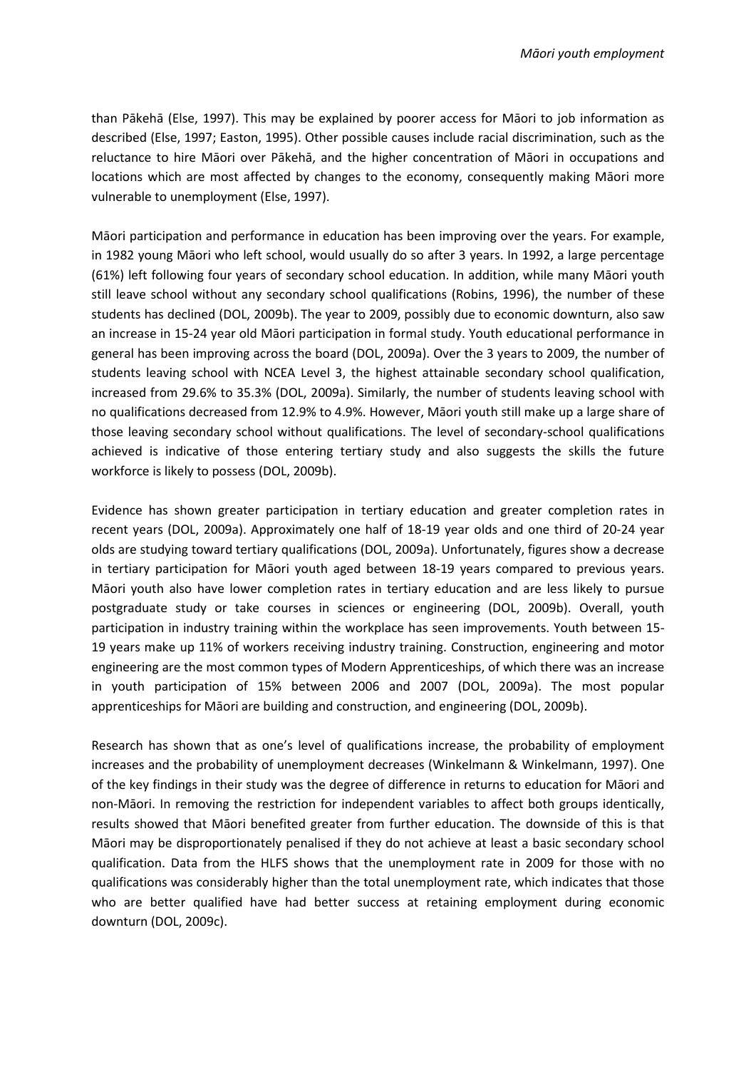than Pākehā (Else, 1997). This may be explained by poorer access for Māori to job information as described (Else, 1997; Easton, 1995). Other possible causes include racial discrimination, such as the reluctance to hire Māori over Pākehā, and the higher concentration of Māori in occupations and locations which are most affected by changes to the economy, consequently making Māori more vulnerable to unemployment (Else, 1997).

Māori participation and performance in education has been improving over the years. For example, in 1982 young Māori who left school, would usually do so after 3 years. In 1992, a large percentage (61%) left following four years of secondary school education. In addition, while many Māori youth still leave school without any secondary school qualifications (Robins, 1996), the number of these students has declined (DOL, 2009b). The year to 2009, possibly due to economic downturn, also saw an increase in 15-24 year old Māori participation in formal study. Youth educational performance in general has been improving across the board (DOL, 2009a). Over the 3 years to 2009, the number of students leaving school with NCEA Level 3, the highest attainable secondary school qualification, increased from 29.6% to 35.3% (DOL, 2009a). Similarly, the number of students leaving school with no qualifications decreased from 12.9% to 4.9%. However, Māori youth still make up a large share of those leaving secondary school without qualifications. The level of secondary-school qualifications achieved is indicative of those entering tertiary study and also suggests the skills the future workforce is likely to possess (DOL, 2009b).

Evidence has shown greater participation in tertiary education and greater completion rates in recent years (DOL, 2009a). Approximately one half of 18-19 year olds and one third of 20-24 year olds are studying toward tertiary qualifications (DOL, 2009a). Unfortunately, figures show a decrease in tertiary participation for Māori youth aged between 18-19 years compared to previous years. Māori youth also have lower completion rates in tertiary education and are less likely to pursue postgraduate study or take courses in sciences or engineering (DOL, 2009b). Overall, youth participation in industry training within the workplace has seen improvements. Youth between 15-19 years make up 11% of workers receiving industry training. Construction, engineering and motor engineering are the most common types of Modern Apprenticeships, of which there was an increase in youth participation of 15% between 2006 and 2007 (DOL, 2009a). The most popular apprenticeships for Māori are building and construction, and engineering (DOL, 2009b).

Research has shown that as one's level of qualifications increase, the probability of employment increases and the probability of unemployment decreases (Winkelmann & Winkelmann, 1997). One of the key findings in their study was the degree of difference in returns to education for Māori and non-Māori. In removing the restriction for independent variables to affect both groups identically, results showed that Māori benefited greater from further education. The downside of this is that Māori may be disproportionately penalised if they do not achieve at least a basic secondary school qualification. Data from the HLFS shows that the unemployment rate in 2009 for those with no qualifications was considerably higher than the total unemployment rate, which indicates that those who are better qualified have had better success at retaining employment during economic downturn (DOL, 2009c).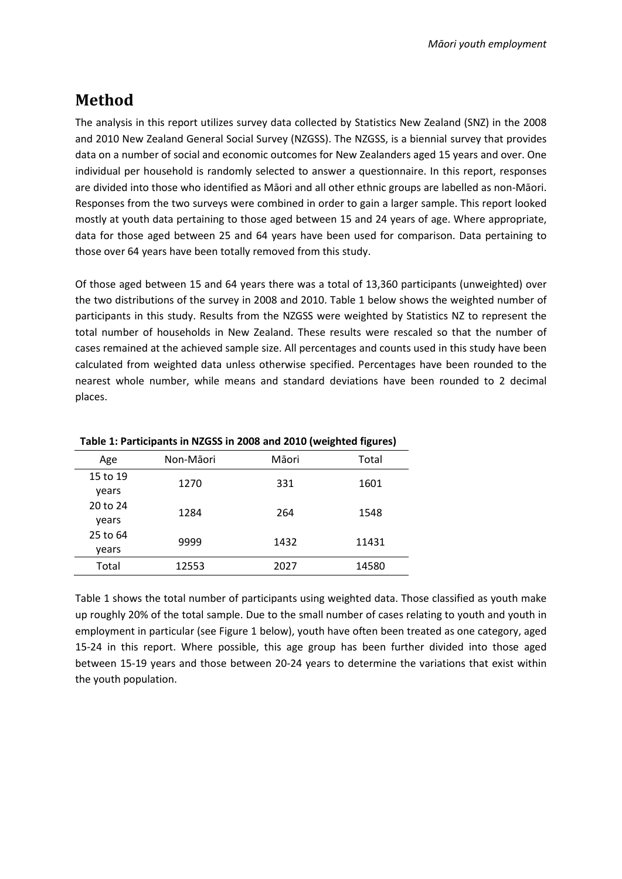# Method

The analysis in this report utilizes survey data collected by Statistics New Zealand (SNZ) in the 2008 and 2010 New Zealand General Social Survey (NZGSS). The NZGSS, is a biennial survey that provides data on a number of social and economic outcomes for New Zealanders aged 15 years and over. One individual per household is randomly selected to answer a questionnaire. In this report, responses are divided into those who identified as Māori and all other ethnic groups are labelled as non-Māori. Responses from the two surveys were combined in order to gain a larger sample. This report looked mostly at youth data pertaining to those aged between 15 and 24 years of age. Where appropriate, data for those aged between 25 and 64 years have been used for comparison. Data pertaining to those over 64 years have been totally removed from this study.

Of those aged between 15 and 64 years there was a total of 13,360 participants (unweighted) over the two distributions of the survey in 2008 and 2010. Table 1 below shows the weighted number of participants in this study. Results from the NZGSS were weighted by Statistics NZ to represent the total number of households in New Zealand. These results were rescaled so that the number of cases remained at the achieved sample size. All percentages and counts used in this study have been calculated from weighted data unless otherwise specified. Percentages have been rounded to the nearest whole number, while means and standard deviations have been rounded to 2 decimal places.

**Table 1: Participants in NZGSS in 2008 and 2010 (weighted figures)**

| Age | Non-Māori | Māori | Total |
|---|---|---|---|
| 15 to 19 years | 1270 | 331 | 1601 |
| 20 to 24 years | 1284 | 264 | 1548 |
| 25 to 64 years | 9999 | 1432 | 11431 |
| Total | 12553 | 2027 | 14580 |

Table 1 shows the total number of participants using weighted data. Those classified as youth make up roughly 20% of the total sample. Due to the small number of cases relating to youth and youth in employment in particular (see Figure 1 below), youth have often been treated as one category, aged 15-24 in this report. Where possible, this age group has been further divided into those aged between 15-19 years and those between 20-24 years to determine the variations that exist within the youth population.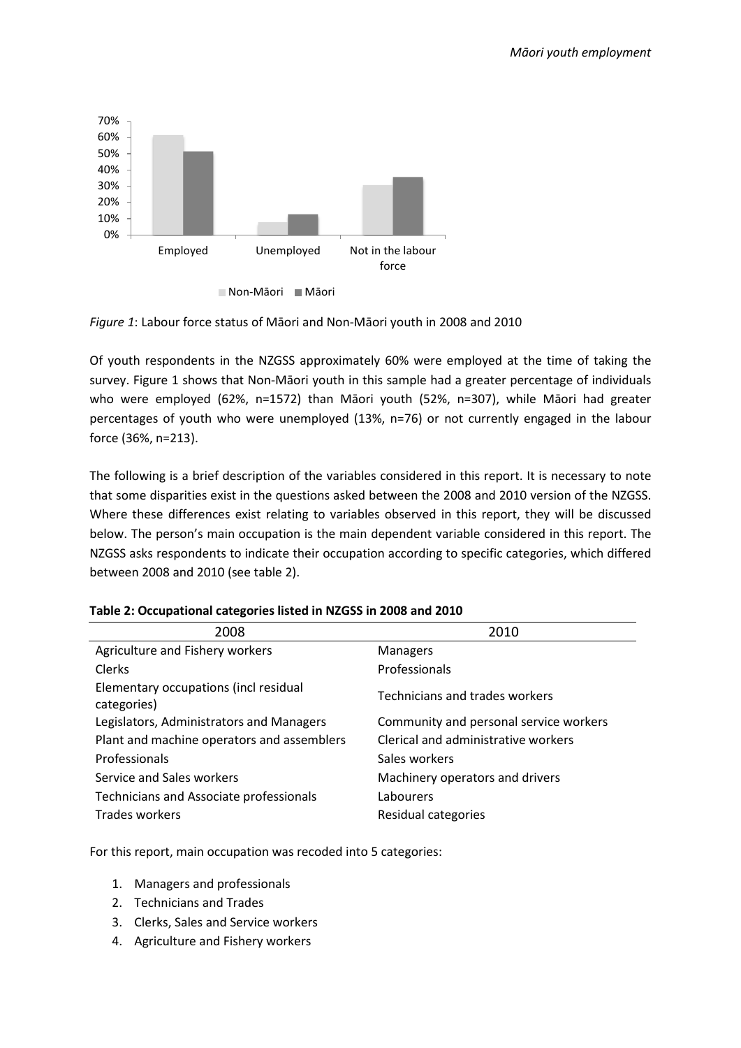*Figure 1*: Labour force status of Māori and Non-Māori youth in 2008 and 2010

Of youth respondents in the NZGSS approximately 60% were employed at the time of taking the survey. Figure 1 shows that Non-Māori youth in this sample had a greater percentage of individuals who were employed (62%, n=1572) than Māori youth (52%, n=307), while Māori had greater percentages of youth who were unemployed (13%, n=76) or not currently engaged in the labour force (36%, n=213).

The following is a brief description of the variables considered in this report. It is necessary to note that some disparities exist in the questions asked between the 2008 and 2010 version of the NZGSS. Where these differences exist relating to variables observed in this report, they will be discussed below. The person's main occupation is the main dependent variable considered in this report. The NZGSS asks respondents to indicate their occupation according to specific categories, which differed between 2008 and 2010 (see table 2).

**Table 2: Occupational categories listed in NZGSS in 2008 and 2010**

| 2008 | 2010 |
|---|---|
| Agriculture and Fishery workers | Managers |
| Clerks | Professionals |
| Elementary occupations (incl residual categories) | Technicians and trades workers |
| Legislators, Administrators and Managers | Community and personal service workers |
| Plant and machine operators and assemblers | Clerical and administrative workers |
| Professionals | Sales workers |
| Service and Sales workers | Machinery operators and drivers |
| Technicians and Associate professionals | Labourers |
| Trades workers | Residual categories |

For this report, main occupation was recoded into 5 categories:

1. Managers and professionals
2. Technicians and Trades
3. Clerks, Sales and Service workers
4. Agriculture and Fishery workers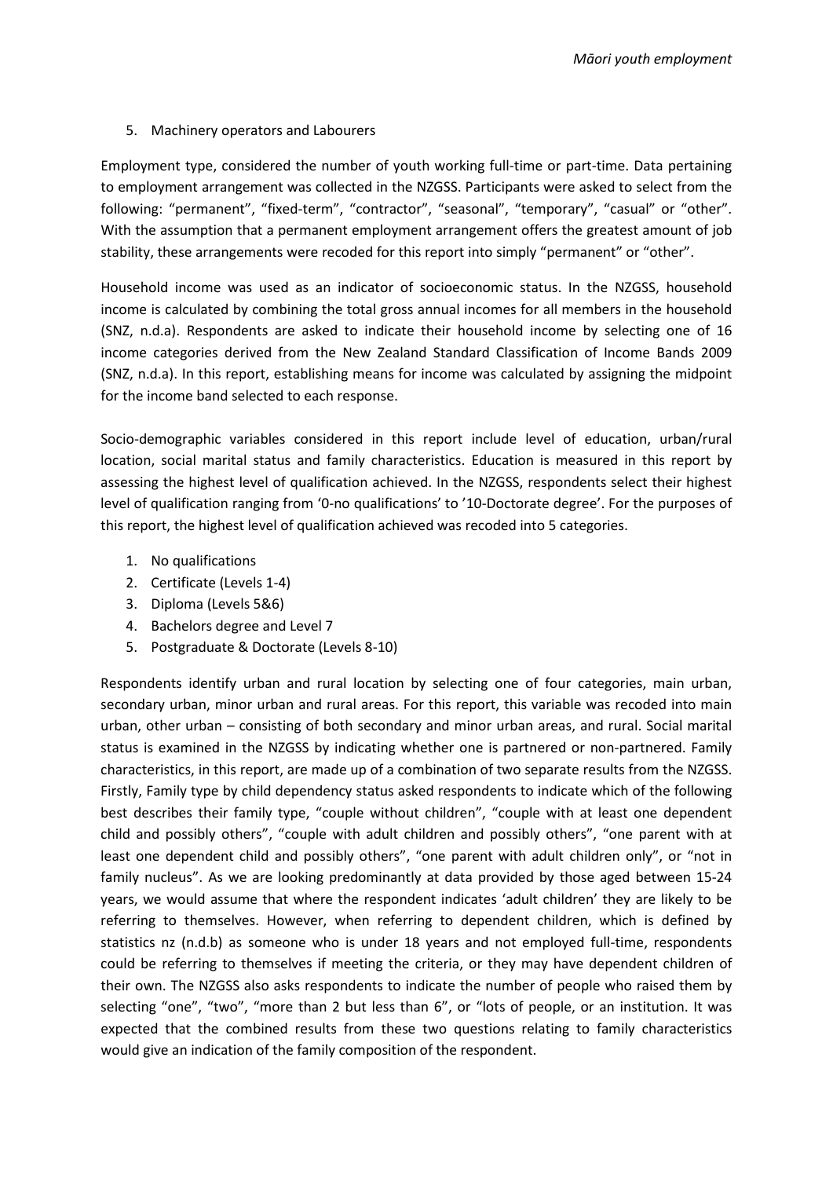5. Machinery operators and Labourers

Employment type, considered the number of youth working full-time or part-time. Data pertaining to employment arrangement was collected in the NZGSS. Participants were asked to select from the following: "permanent", "fixed-term", "contractor", "seasonal", "temporary", "casual" or "other". With the assumption that a permanent employment arrangement offers the greatest amount of job stability, these arrangements were recoded for this report into simply "permanent" or "other".

Household income was used as an indicator of socioeconomic status. In the NZGSS, household income is calculated by combining the total gross annual incomes for all members in the household (SNZ, n.d.a). Respondents are asked to indicate their household income by selecting one of 16 income categories derived from the New Zealand Standard Classification of Income Bands 2009 (SNZ, n.d.a). In this report, establishing means for income was calculated by assigning the midpoint for the income band selected to each response.

Socio-demographic variables considered in this report include level of education, urban/rural location, social marital status and family characteristics. Education is measured in this report by assessing the highest level of qualification achieved. In the NZGSS, respondents select their highest level of qualification ranging from '0-no qualifications' to '10-Doctorate degree'. For the purposes of this report, the highest level of qualification achieved was recoded into 5 categories.

1. No qualifications
2. Certificate (Levels 1-4)
3. Diploma (Levels 5&6)
4. Bachelors degree and Level 7
5. Postgraduate & Doctorate (Levels 8-10)

Respondents identify urban and rural location by selecting one of four categories, main urban, secondary urban, minor urban and rural areas. For this report, this variable was recoded into main urban, other urban – consisting of both secondary and minor urban areas, and rural. Social marital status is examined in the NZGSS by indicating whether one is partnered or non-partnered. Family characteristics, in this report, are made up of a combination of two separate results from the NZGSS. Firstly, Family type by child dependency status asked respondents to indicate which of the following best describes their family type, "couple without children", "couple with at least one dependent child and possibly others", "couple with adult children and possibly others", "one parent with at least one dependent child and possibly others", "one parent with adult children only", or "not in family nucleus". As we are looking predominantly at data provided by those aged between 15-24 years, we would assume that where the respondent indicates 'adult children' they are likely to be referring to themselves. However, when referring to dependent children, which is defined by statistics nz (n.d.b) as someone who is under 18 years and not employed full-time, respondents could be referring to themselves if meeting the criteria, or they may have dependent children of their own. The NZGSS also asks respondents to indicate the number of people who raised them by selecting "one", "two", "more than 2 but less than 6", or "lots of people, or an institution. It was expected that the combined results from these two questions relating to family characteristics would give an indication of the family composition of the respondent.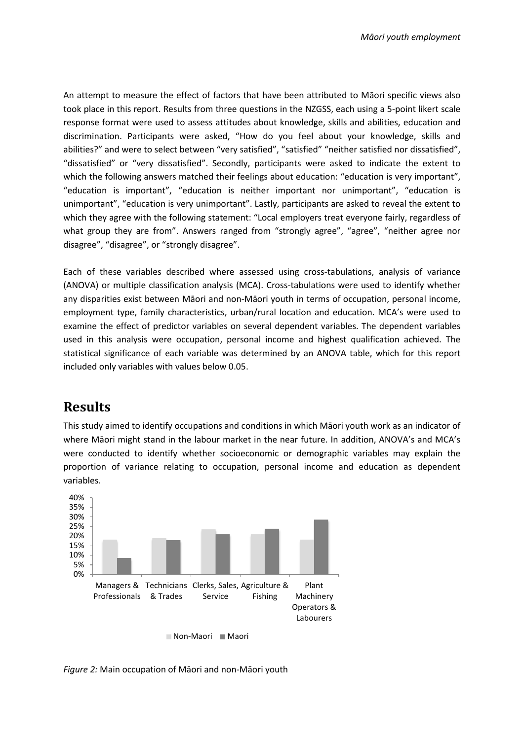An attempt to measure the effect of factors that have been attributed to Māori specific views also took place in this report. Results from three questions in the NZGSS, each using a 5-point likert scale response format were used to assess attitudes about knowledge, skills and abilities, education and discrimination. Participants were asked, "How do you feel about your knowledge, skills and abilities?" and were to select between "very satisfied", "satisfied" "neither satisfied nor dissatisfied", "dissatisfied" or "very dissatisfied". Secondly, participants were asked to indicate the extent to which the following answers matched their feelings about education: "education is very important", "education is important", "education is neither important nor unimportant", "education is unimportant", "education is very unimportant". Lastly, participants are asked to reveal the extent to which they agree with the following statement: "Local employers treat everyone fairly, regardless of what group they are from". Answers ranged from "strongly agree", "agree", "neither agree nor disagree", "disagree", or "strongly disagree".

Each of these variables described where assessed using cross-tabulations, analysis of variance (ANOVA) or multiple classification analysis (MCA). Cross-tabulations were used to identify whether any disparities exist between Māori and non-Māori youth in terms of occupation, personal income, employment type, family characteristics, urban/rural location and education. MCA's were used to examine the effect of predictor variables on several dependent variables. The dependent variables used in this analysis were occupation, personal income and highest qualification achieved. The statistical significance of each variable was determined by an ANOVA table, which for this report included only variables with values below 0.05.

## Results

This study aimed to identify occupations and conditions in which Māori youth work as an indicator of where Māori might stand in the labour market in the near future. In addition, ANOVA's and MCA's were conducted to identify whether socioeconomic or demographic variables may explain the proportion of variance relating to occupation, personal income and education as dependent variables.

*Figure 2:* Main occupation of Māori and non-Māori youth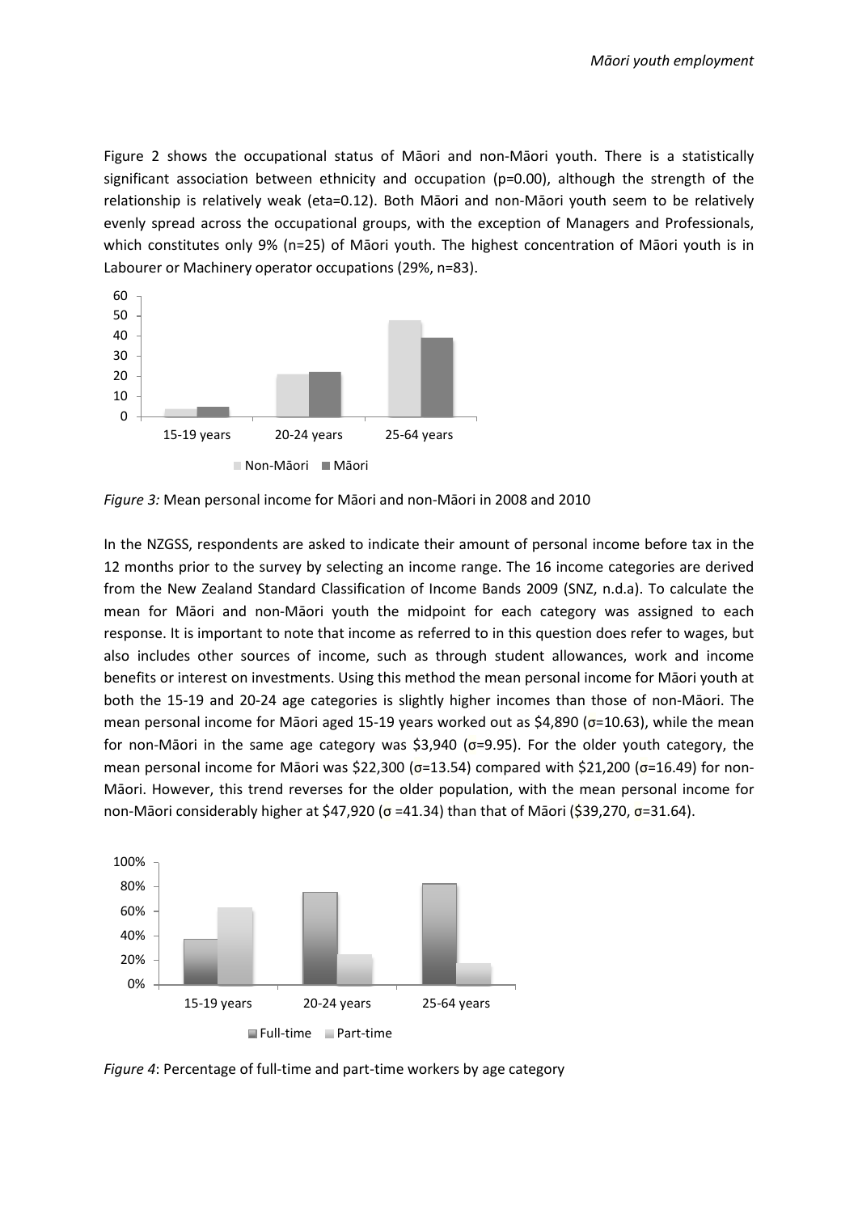Figure 2 shows the occupational status of Māori and non-Māori youth. There is a statistically significant association between ethnicity and occupation (p=0.00), although the strength of the relationship is relatively weak (eta=0.12). Both Māori and non-Māori youth seem to be relatively evenly spread across the occupational groups, with the exception of Managers and Professionals, which constitutes only 9% (n=25) of Māori youth. The highest concentration of Māori youth is in Labourer or Machinery operator occupations (29%, n=83).

*Figure 3:* Mean personal income for Māori and non-Māori in 2008 and 2010

In the NZGSS, respondents are asked to indicate their amount of personal income before tax in the 12 months prior to the survey by selecting an income range. The 16 income categories are derived from the New Zealand Standard Classification of Income Bands 2009 (SNZ, n.d.a). To calculate the mean for Māori and non-Māori youth the midpoint for each category was assigned to each response. It is important to note that income as referred to in this question does refer to wages, but also includes other sources of income, such as through student allowances, work and income benefits or interest on investments. Using this method the mean personal income for Māori youth at both the 15-19 and 20-24 age categories is slightly higher incomes than those of non-Māori. The mean personal income for Māori aged 15-19 years worked out as \$4,890 (σ=10.63), while the mean for non-Māori in the same age category was \$3,940 (σ=9.95). For the older youth category, the mean personal income for Māori was \$22,300 (σ=13.54) compared with \$21,200 (σ=16.49) for non-Māori. However, this trend reverses for the older population, with the mean personal income for non-Māori considerably higher at \$47,920 (σ =41.34) than that of Māori (\$39,270, σ=31.64).

*Figure 4*: Percentage of full-time and part-time workers by age category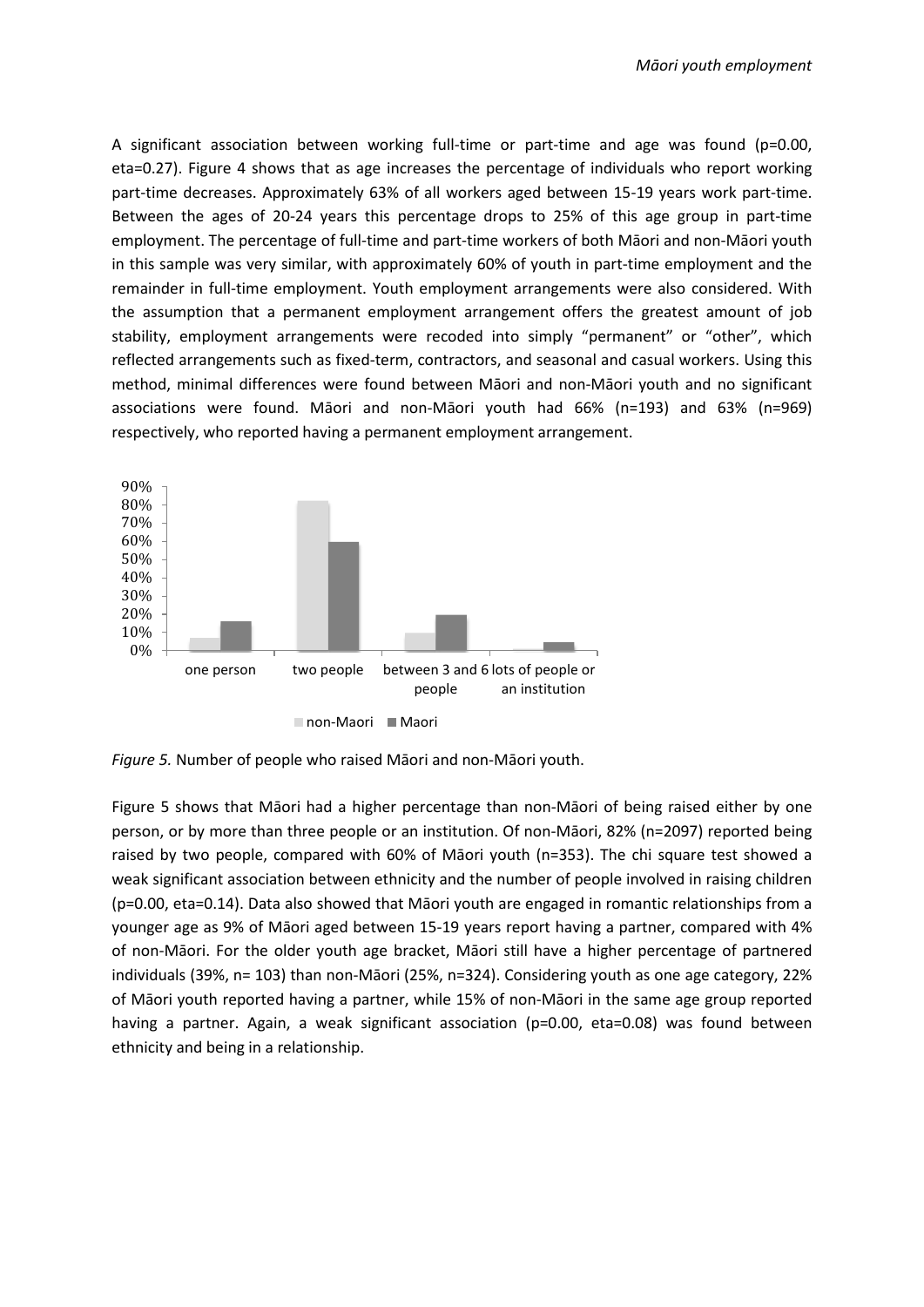A significant association between working full-time or part-time and age was found (p=0.00, eta=0.27). Figure 4 shows that as age increases the percentage of individuals who report working part-time decreases. Approximately 63% of all workers aged between 15-19 years work part-time. Between the ages of 20-24 years this percentage drops to 25% of this age group in part-time employment. The percentage of full-time and part-time workers of both Māori and non-Māori youth in this sample was very similar, with approximately 60% of youth in part-time employment and the remainder in full-time employment. Youth employment arrangements were also considered. With the assumption that a permanent employment arrangement offers the greatest amount of job stability, employment arrangements were recoded into simply "permanent" or "other", which reflected arrangements such as fixed-term, contractors, and seasonal and casual workers. Using this method, minimal differences were found between Māori and non-Māori youth and no significant associations were found. Māori and non-Māori youth had 66% (n=193) and 63% (n=969) respectively, who reported having a permanent employment arrangement.

*Figure 5.* Number of people who raised Māori and non-Māori youth.

Figure 5 shows that Māori had a higher percentage than non-Māori of being raised either by one person, or by more than three people or an institution. Of non-Māori, 82% (n=2097) reported being raised by two people, compared with 60% of Māori youth (n=353). The chi square test showed a weak significant association between ethnicity and the number of people involved in raising children (p=0.00, eta=0.14). Data also showed that Māori youth are engaged in romantic relationships from a younger age as 9% of Māori aged between 15-19 years report having a partner, compared with 4% of non-Māori. For the older youth age bracket, Māori still have a higher percentage of partnered individuals (39%, n= 103) than non-Māori (25%, n=324). Considering youth as one age category, 22% of Māori youth reported having a partner, while 15% of non-Māori in the same age group reported having a partner. Again, a weak significant association (p=0.00, eta=0.08) was found between ethnicity and being in a relationship.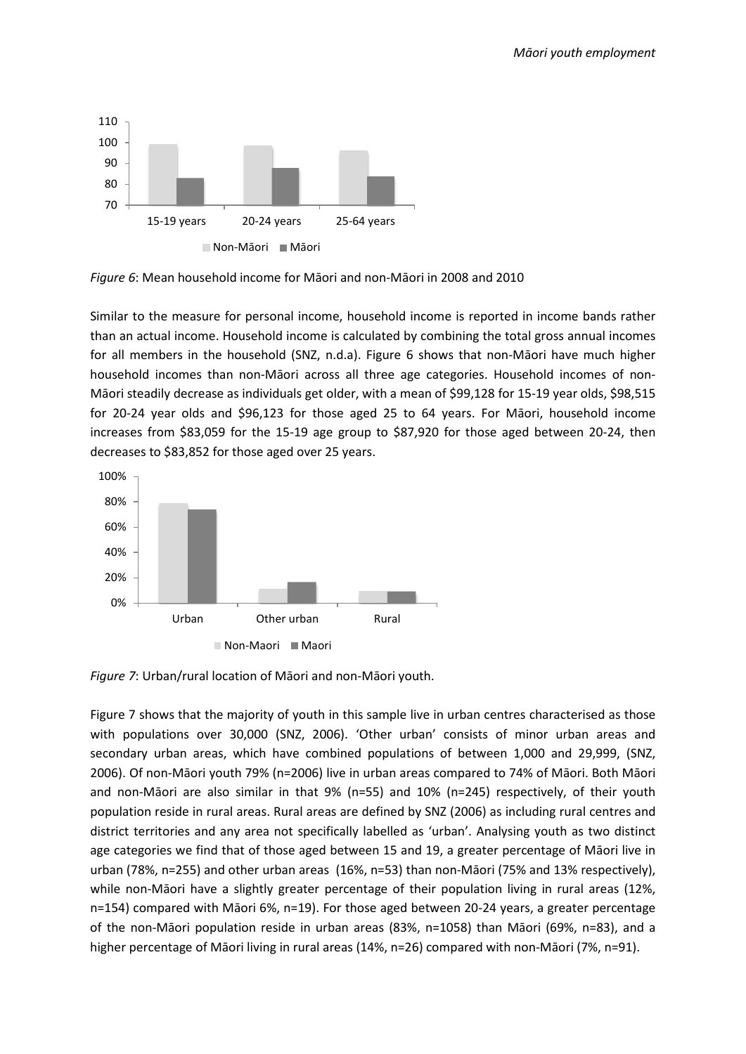*Figure 6*: Mean household income for Māori and non-Māori in 2008 and 2010

Similar to the measure for personal income, household income is reported in income bands rather than an actual income. Household income is calculated by combining the total gross annual incomes for all members in the household (SNZ, n.d.a). Figure 6 shows that non-Māori have much higher household incomes than non-Māori across all three age categories. Household incomes of non-Māori steadily decrease as individuals get older, with a mean of $99,128 for 15-19 year olds, $98,515 for 20-24 year olds and $96,123 for those aged 25 to 64 years. For Māori, household income increases from $83,059 for the 15-19 age group to $87,920 for those aged between 20-24, then decreases to $83,852 for those aged over 25 years.

*Figure 7*: Urban/rural location of Māori and non-Māori youth.

Figure 7 shows that the majority of youth in this sample live in urban centres characterised as those with populations over 30,000 (SNZ, 2006). 'Other urban' consists of minor urban areas and secondary urban areas, which have combined populations of between 1,000 and 29,999, (SNZ, 2006). Of non-Māori youth 79% (n=2006) live in urban areas compared to 74% of Māori. Both Māori and non-Māori are also similar in that 9% (n=55) and 10% (n=245) respectively, of their youth population reside in rural areas. Rural areas are defined by SNZ (2006) as including rural centres and district territories and any area not specifically labelled as 'urban'. Analysing youth as two distinct age categories we find that of those aged between 15 and 19, a greater percentage of Māori live in urban (78%, n=255) and other urban areas (16%, n=53) than non-Māori (75% and 13% respectively), while non-Māori have a slightly greater percentage of their population living in rural areas (12%, n=154) compared with Māori 6%, n=19). For those aged between 20-24 years, a greater percentage of the non-Māori population reside in urban areas (83%, n=1058) than Māori (69%, n=83), and a higher percentage of Māori living in rural areas (14%, n=26) compared with non-Māori (7%, n=91).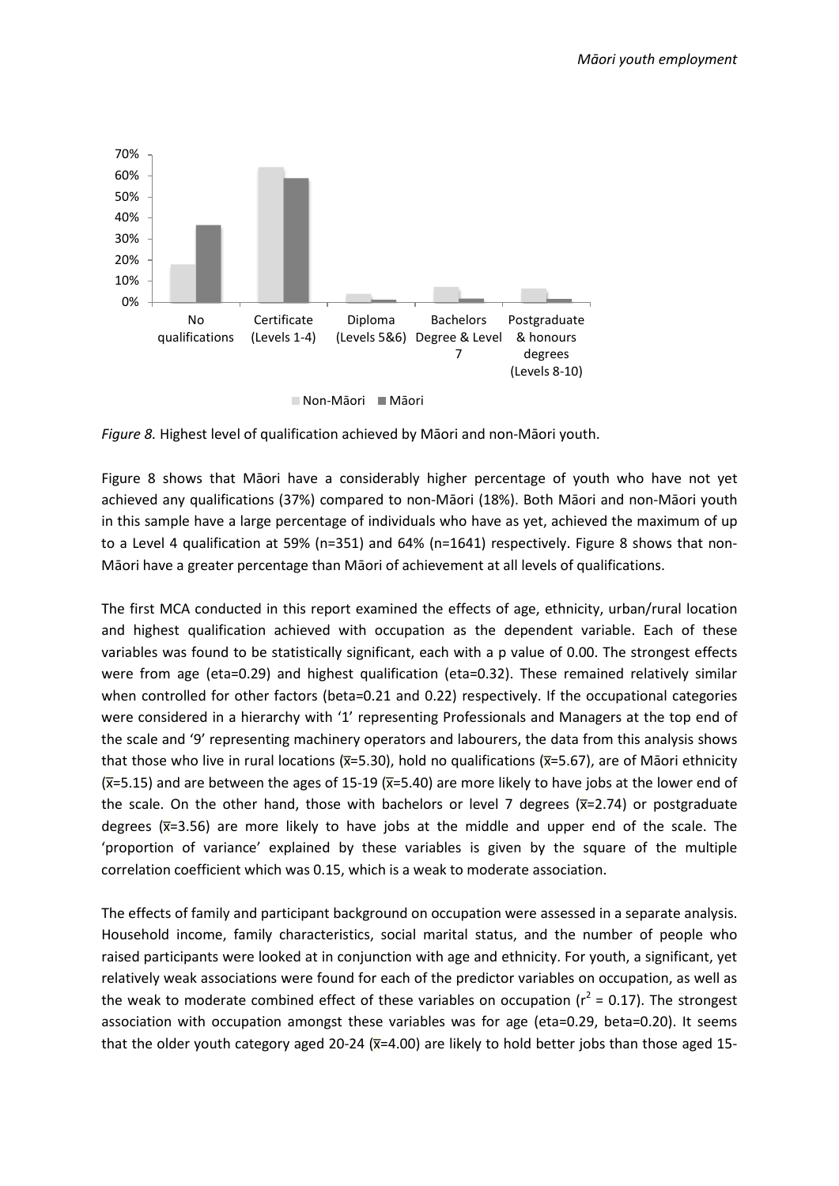*Figure 8.* Highest level of qualification achieved by Māori and non-Māori youth.

Figure 8 shows that Māori have a considerably higher percentage of youth who have not yet achieved any qualifications (37%) compared to non-Māori (18%). Both Māori and non-Māori youth in this sample have a large percentage of individuals who have as yet, achieved the maximum of up to a Level 4 qualification at 59% (n=351) and 64% (n=1641) respectively. Figure 8 shows that non-Māori have a greater percentage than Māori of achievement at all levels of qualifications.

The first MCA conducted in this report examined the effects of age, ethnicity, urban/rural location and highest qualification achieved with occupation as the dependent variable. Each of these variables was found to be statistically significant, each with a p value of 0.00. The strongest effects were from age (eta=0.29) and highest qualification (eta=0.32). These remained relatively similar when controlled for other factors (beta=0.21 and 0.22) respectively. If the occupational categories were considered in a hierarchy with '1' representing Professionals and Managers at the top end of the scale and '9' representing machinery operators and labourers, the data from this analysis shows that those who live in rural locations ($\bar{x}$=5.30), hold no qualifications ($\bar{x}$=5.67), are of Māori ethnicity ($\bar{x}$=5.15) and are between the ages of 15-19 ($\bar{x}$=5.40) are more likely to have jobs at the lower end of the scale. On the other hand, those with bachelors or level 7 degrees ($\bar{x}$=2.74) or postgraduate degrees ($\bar{x}$=3.56) are more likely to have jobs at the middle and upper end of the scale. The 'proportion of variance' explained by these variables is given by the square of the multiple correlation coefficient which was 0.15, which is a weak to moderate association.

The effects of family and participant background on occupation were assessed in a separate analysis. Household income, family characteristics, social marital status, and the number of people who raised participants were looked at in conjunction with age and ethnicity. For youth, a significant, yet relatively weak associations were found for each of the predictor variables on occupation, as well as the weak to moderate combined effect of these variables on occupation ($r^2$ = 0.17). The strongest association with occupation amongst these variables was for age (eta=0.29, beta=0.20). It seems that the older youth category aged 20-24 ($\bar{x}$=4.00) are likely to hold better jobs than those aged 15-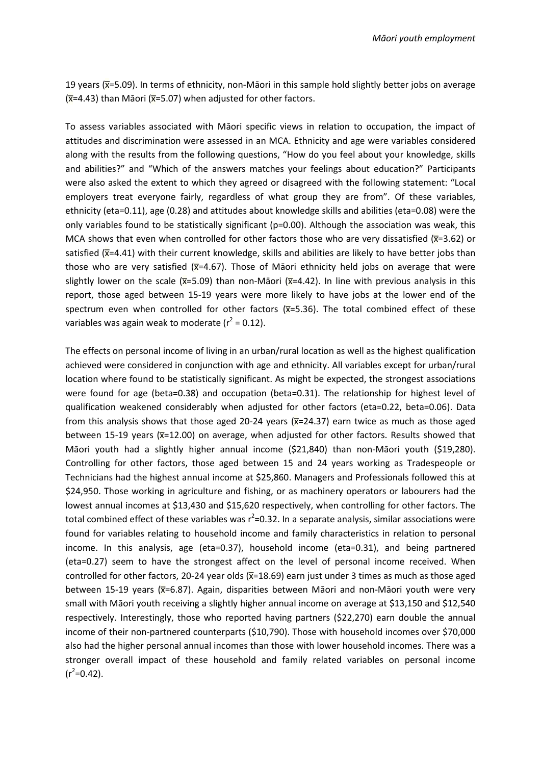19 years ($\bar{x}$=5.09). In terms of ethnicity, non-Māori in this sample hold slightly better jobs on average ($\bar{x}$=4.43) than Māori ($\bar{x}$=5.07) when adjusted for other factors.

To assess variables associated with Māori specific views in relation to occupation, the impact of attitudes and discrimination were assessed in an MCA. Ethnicity and age were variables considered along with the results from the following questions, "How do you feel about your knowledge, skills and abilities?" and "Which of the answers matches your feelings about education?" Participants were also asked the extent to which they agreed or disagreed with the following statement: "Local employers treat everyone fairly, regardless of what group they are from". Of these variables, ethnicity (eta=0.11), age (0.28) and attitudes about knowledge skills and abilities (eta=0.08) were the only variables found to be statistically significant (p=0.00). Although the association was weak, this MCA shows that even when controlled for other factors those who are very dissatisfied ($\bar{x}$=3.62) or satisfied ($\bar{x}$=4.41) with their current knowledge, skills and abilities are likely to have better jobs than those who are very satisfied ($\bar{x}$=4.67). Those of Māori ethnicity held jobs on average that were slightly lower on the scale ($\bar{x}$=5.09) than non-Māori ($\bar{x}$=4.42). In line with previous analysis in this report, those aged between 15-19 years were more likely to have jobs at the lower end of the spectrum even when controlled for other factors ($\bar{x}$=5.36). The total combined effect of these variables was again weak to moderate ($r^2$ = 0.12).

The effects on personal income of living in an urban/rural location as well as the highest qualification achieved were considered in conjunction with age and ethnicity. All variables except for urban/rural location where found to be statistically significant. As might be expected, the strongest associations were found for age (beta=0.38) and occupation (beta=0.31). The relationship for highest level of qualification weakened considerably when adjusted for other factors (eta=0.22, beta=0.06). Data from this analysis shows that those aged 20-24 years ($\bar{x}$=24.37) earn twice as much as those aged between 15-19 years ($\bar{x}$=12.00) on average, when adjusted for other factors. Results showed that Māori youth had a slightly higher annual income ($21,840) than non-Māori youth ($19,280). Controlling for other factors, those aged between 15 and 24 years working as Tradespeople or Technicians had the highest annual income at $25,860. Managers and Professionals followed this at $24,950. Those working in agriculture and fishing, or as machinery operators or labourers had the lowest annual incomes at $13,430 and $15,620 respectively, when controlling for other factors. The total combined effect of these variables was $r^2$=0.32. In a separate analysis, similar associations were found for variables relating to household income and family characteristics in relation to personal income. In this analysis, age (eta=0.37), household income (eta=0.31), and being partnered (eta=0.27) seem to have the strongest affect on the level of personal income received. When controlled for other factors, 20-24 year olds ($\bar{x}$=18.69) earn just under 3 times as much as those aged between 15-19 years ($\bar{x}$=6.87). Again, disparities between Māori and non-Māori youth were very small with Māori youth receiving a slightly higher annual income on average at $13,150 and $12,540 respectively. Interestingly, those who reported having partners ($22,270) earn double the annual income of their non-partnered counterparts ($10,790). Those with household incomes over $70,000 also had the higher personal annual incomes than those with lower household incomes. There was a stronger overall impact of these household and family related variables on personal income ($r^2$=0.42).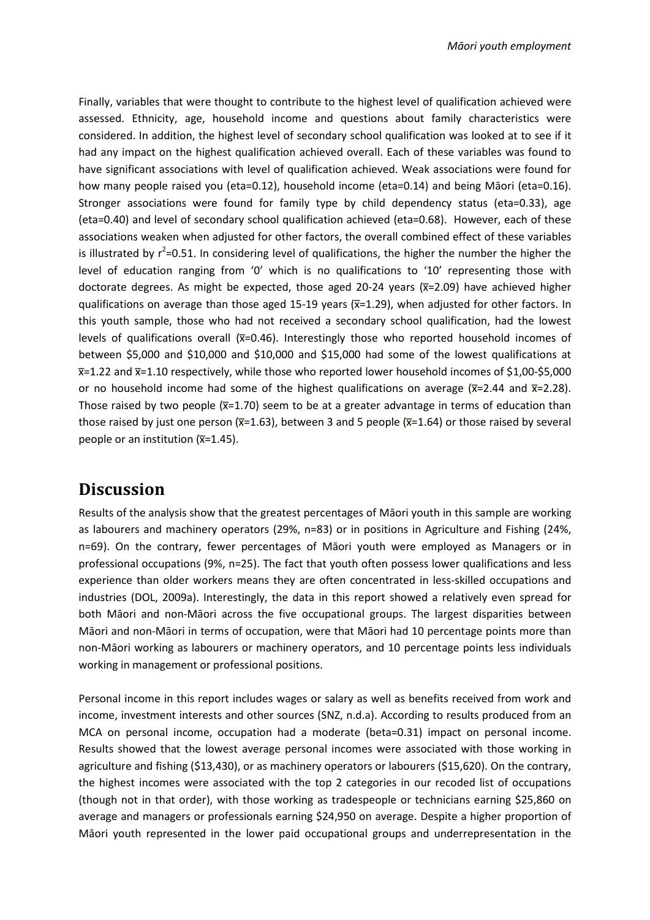Finally, variables that were thought to contribute to the highest level of qualification achieved were assessed. Ethnicity, age, household income and questions about family characteristics were considered. In addition, the highest level of secondary school qualification was looked at to see if it had any impact on the highest qualification achieved overall. Each of these variables was found to have significant associations with level of qualification achieved. Weak associations were found for how many people raised you (eta=0.12), household income (eta=0.14) and being Māori (eta=0.16). Stronger associations were found for family type by child dependency status (eta=0.33), age (eta=0.40) and level of secondary school qualification achieved (eta=0.68). However, each of these associations weaken when adjusted for other factors, the overall combined effect of these variables is illustrated by $r^2$=0.51. In considering level of qualifications, the higher the number the higher the level of education ranging from '0' which is no qualifications to '10' representing those with doctorate degrees. As might be expected, those aged 20-24 years ($\bar{x}$=2.09) have achieved higher qualifications on average than those aged 15-19 years ($\bar{x}$=1.29), when adjusted for other factors. In this youth sample, those who had not received a secondary school qualification, had the lowest levels of qualifications overall ($\bar{x}$=0.46). Interestingly those who reported household incomes of between $5,000 and $10,000 and $10,000 and $15,000 had some of the lowest qualifications at $\bar{x}$=1.22 and $\bar{x}$=1.10 respectively, while those who reported lower household incomes of $1,00-$5,000 or no household income had some of the highest qualifications on average ($\bar{x}$=2.44 and $\bar{x}$=2.28). Those raised by two people ($\bar{x}$=1.70) seem to be at a greater advantage in terms of education than those raised by just one person ($\bar{x}$=1.63), between 3 and 5 people ($\bar{x}$=1.64) or those raised by several people or an institution ($\bar{x}$=1.45).

# Discussion

Results of the analysis show that the greatest percentages of Māori youth in this sample are working as labourers and machinery operators (29%, n=83) or in positions in Agriculture and Fishing (24%, n=69). On the contrary, fewer percentages of Māori youth were employed as Managers or in professional occupations (9%, n=25). The fact that youth often possess lower qualifications and less experience than older workers means they are often concentrated in less-skilled occupations and industries (DOL, 2009a). Interestingly, the data in this report showed a relatively even spread for both Māori and non-Māori across the five occupational groups. The largest disparities between Māori and non-Māori in terms of occupation, were that Māori had 10 percentage points more than non-Māori working as labourers or machinery operators, and 10 percentage points less individuals working in management or professional positions.

Personal income in this report includes wages or salary as well as benefits received from work and income, investment interests and other sources (SNZ, n.d.a). According to results produced from an MCA on personal income, occupation had a moderate (beta=0.31) impact on personal income. Results showed that the lowest average personal incomes were associated with those working in agriculture and fishing ($13,430), or as machinery operators or labourers ($15,620). On the contrary, the highest incomes were associated with the top 2 categories in our recoded list of occupations (though not in that order), with those working as tradespeople or technicians earning $25,860 on average and managers or professionals earning $24,950 on average. Despite a higher proportion of Māori youth represented in the lower paid occupational groups and underrepresentation in the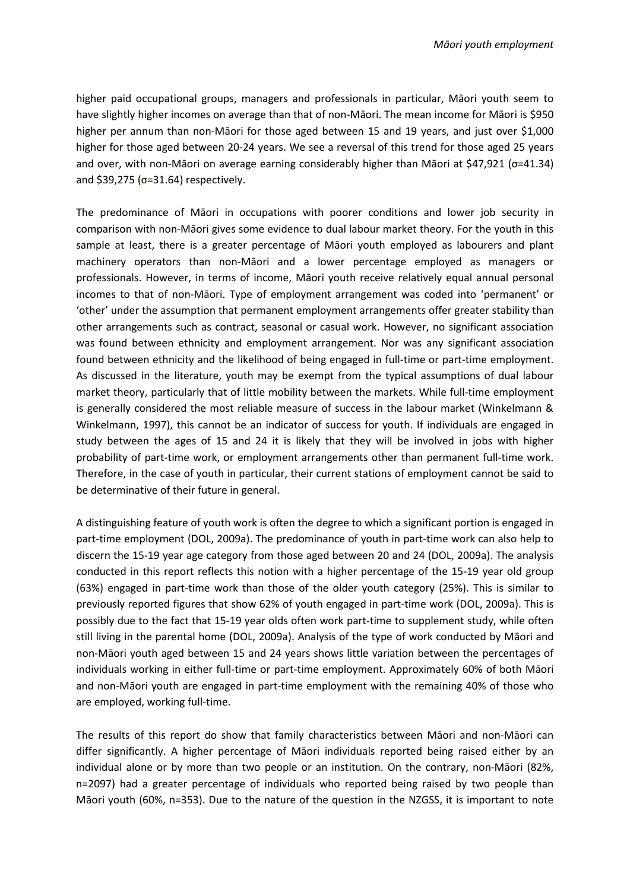higher paid occupational groups, managers and professionals in particular, Māori youth seem to have slightly higher incomes on average than that of non-Māori. The mean income for Māori is $950 higher per annum than non-Māori for those aged between 15 and 19 years, and just over $1,000 higher for those aged between 20-24 years. We see a reversal of this trend for those aged 25 years and over, with non-Māori on average earning considerably higher than Māori at $47,921 ($\sigma$=41.34) and $39,275 ($\sigma$=31.64) respectively.

The predominance of Māori in occupations with poorer conditions and lower job security in comparison with non-Māori gives some evidence to dual labour market theory. For the youth in this sample at least, there is a greater percentage of Māori youth employed as labourers and plant machinery operators than non-Māori and a lower percentage employed as managers or professionals. However, in terms of income, Māori youth receive relatively equal annual personal incomes to that of non-Māori. Type of employment arrangement was coded into 'permanent' or 'other' under the assumption that permanent employment arrangements offer greater stability than other arrangements such as contract, seasonal or casual work. However, no significant association was found between ethnicity and employment arrangement. Nor was any significant association found between ethnicity and the likelihood of being engaged in full-time or part-time employment. As discussed in the literature, youth may be exempt from the typical assumptions of dual labour market theory, particularly that of little mobility between the markets. While full-time employment is generally considered the most reliable measure of success in the labour market (Winkelmann & Winkelmann, 1997), this cannot be an indicator of success for youth. If individuals are engaged in study between the ages of 15 and 24 it is likely that they will be involved in jobs with higher probability of part-time work, or employment arrangements other than permanent full-time work. Therefore, in the case of youth in particular, their current stations of employment cannot be said to be determinative of their future in general.

A distinguishing feature of youth work is often the degree to which a significant portion is engaged in part-time employment (DOL, 2009a). The predominance of youth in part-time work can also help to discern the 15-19 year age category from those aged between 20 and 24 (DOL, 2009a). The analysis conducted in this report reflects this notion with a higher percentage of the 15-19 year old group (63%) engaged in part-time work than those of the older youth category (25%). This is similar to previously reported figures that show 62% of youth engaged in part-time work (DOL, 2009a). This is possibly due to the fact that 15-19 year olds often work part-time to supplement study, while often still living in the parental home (DOL, 2009a). Analysis of the type of work conducted by Māori and non-Māori youth aged between 15 and 24 years shows little variation between the percentages of individuals working in either full-time or part-time employment. Approximately 60% of both Māori and non-Māori youth are engaged in part-time employment with the remaining 40% of those who are employed, working full-time.

The results of this report do show that family characteristics between Māori and non-Māori can differ significantly. A higher percentage of Māori individuals reported being raised either by an individual alone or by more than two people or an institution. On the contrary, non-Māori (82%, n=2097) had a greater percentage of individuals who reported being raised by two people than Māori youth (60%, n=353). Due to the nature of the question in the NZGSS, it is important to note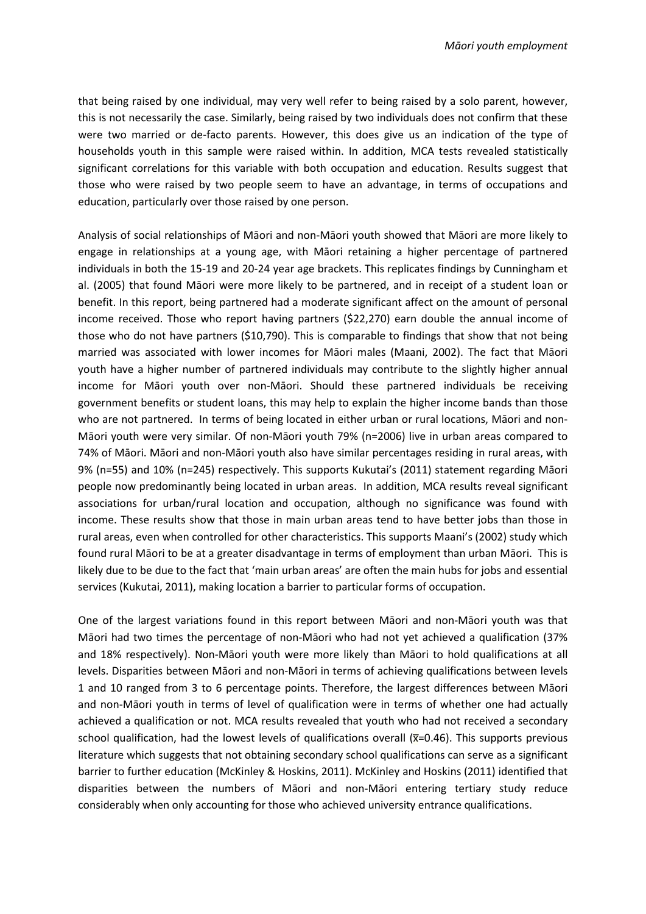that being raised by one individual, may very well refer to being raised by a solo parent, however, this is not necessarily the case. Similarly, being raised by two individuals does not confirm that these were two married or de-facto parents. However, this does give us an indication of the type of households youth in this sample were raised within. In addition, MCA tests revealed statistically significant correlations for this variable with both occupation and education. Results suggest that those who were raised by two people seem to have an advantage, in terms of occupations and education, particularly over those raised by one person.

Analysis of social relationships of Māori and non-Māori youth showed that Māori are more likely to engage in relationships at a young age, with Māori retaining a higher percentage of partnered individuals in both the 15-19 and 20-24 year age brackets. This replicates findings by Cunningham et al. (2005) that found Māori were more likely to be partnered, and in receipt of a student loan or benefit. In this report, being partnered had a moderate significant affect on the amount of personal income received. Those who report having partners ($22,270) earn double the annual income of those who do not have partners ($10,790). This is comparable to findings that show that not being married was associated with lower incomes for Māori males (Maani, 2002). The fact that Māori youth have a higher number of partnered individuals may contribute to the slightly higher annual income for Māori youth over non-Māori. Should these partnered individuals be receiving government benefits or student loans, this may help to explain the higher income bands than those who are not partnered. In terms of being located in either urban or rural locations, Māori and non-Māori youth were very similar. Of non-Māori youth 79% (n=2006) live in urban areas compared to 74% of Māori. Māori and non-Māori youth also have similar percentages residing in rural areas, with 9% (n=55) and 10% (n=245) respectively. This supports Kukutai's (2011) statement regarding Māori people now predominantly being located in urban areas. In addition, MCA results reveal significant associations for urban/rural location and occupation, although no significance was found with income. These results show that those in main urban areas tend to have better jobs than those in rural areas, even when controlled for other characteristics. This supports Maani's (2002) study which found rural Māori to be at a greater disadvantage in terms of employment than urban Māori. This is likely due to be due to the fact that 'main urban areas' are often the main hubs for jobs and essential services (Kukutai, 2011), making location a barrier to particular forms of occupation.

One of the largest variations found in this report between Māori and non-Māori youth was that Māori had two times the percentage of non-Māori who had not yet achieved a qualification (37% and 18% respectively). Non-Māori youth were more likely than Māori to hold qualifications at all levels. Disparities between Māori and non-Māori in terms of achieving qualifications between levels 1 and 10 ranged from 3 to 6 percentage points. Therefore, the largest differences between Māori and non-Māori youth in terms of level of qualification were in terms of whether one had actually achieved a qualification or not. MCA results revealed that youth who had not received a secondary school qualification, had the lowest levels of qualifications overall ($\bar{x}$=0.46). This supports previous literature which suggests that not obtaining secondary school qualifications can serve as a significant barrier to further education (McKinley & Hoskins, 2011). McKinley and Hoskins (2011) identified that disparities between the numbers of Māori and non-Māori entering tertiary study reduce considerably when only accounting for those who achieved university entrance qualifications.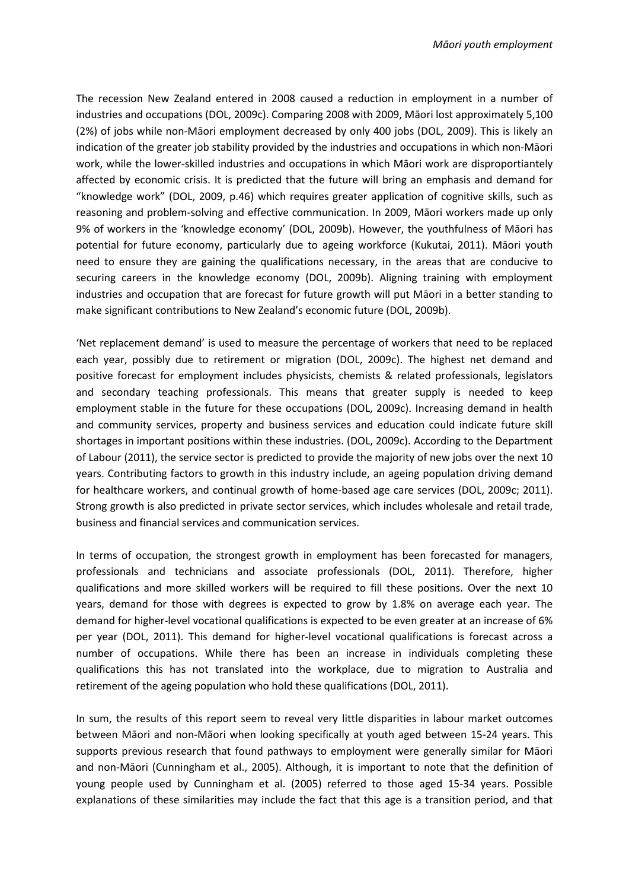The recession New Zealand entered in 2008 caused a reduction in employment in a number of industries and occupations (DOL, 2009c). Comparing 2008 with 2009, Māori lost approximately 5,100 (2%) of jobs while non-Māori employment decreased by only 400 jobs (DOL, 2009). This is likely an indication of the greater job stability provided by the industries and occupations in which non-Māori work, while the lower-skilled industries and occupations in which Māori work are disproportiantely affected by economic crisis. It is predicted that the future will bring an emphasis and demand for "knowledge work" (DOL, 2009, p.46) which requires greater application of cognitive skills, such as reasoning and problem-solving and effective communication. In 2009, Māori workers made up only 9% of workers in the 'knowledge economy' (DOL, 2009b). However, the youthfulness of Māori has potential for future economy, particularly due to ageing workforce (Kukutai, 2011). Māori youth need to ensure they are gaining the qualifications necessary, in the areas that are conducive to securing careers in the knowledge economy (DOL, 2009b). Aligning training with employment industries and occupation that are forecast for future growth will put Māori in a better standing to make significant contributions to New Zealand's economic future (DOL, 2009b).

'Net replacement demand' is used to measure the percentage of workers that need to be replaced each year, possibly due to retirement or migration (DOL, 2009c). The highest net demand and positive forecast for employment includes physicists, chemists & related professionals, legislators and secondary teaching professionals. This means that greater supply is needed to keep employment stable in the future for these occupations (DOL, 2009c). Increasing demand in health and community services, property and business services and education could indicate future skill shortages in important positions within these industries. (DOL, 2009c). According to the Department of Labour (2011), the service sector is predicted to provide the majority of new jobs over the next 10 years. Contributing factors to growth in this industry include, an ageing population driving demand for healthcare workers, and continual growth of home-based age care services (DOL, 2009c; 2011). Strong growth is also predicted in private sector services, which includes wholesale and retail trade, business and financial services and communication services.

In terms of occupation, the strongest growth in employment has been forecasted for managers, professionals and technicians and associate professionals (DOL, 2011). Therefore, higher qualifications and more skilled workers will be required to fill these positions. Over the next 10 years, demand for those with degrees is expected to grow by 1.8% on average each year. The demand for higher-level vocational qualifications is expected to be even greater at an increase of 6% per year (DOL, 2011). This demand for higher-level vocational qualifications is forecast across a number of occupations. While there has been an increase in individuals completing these qualifications this has not translated into the workplace, due to migration to Australia and retirement of the ageing population who hold these qualifications (DOL, 2011).

In sum, the results of this report seem to reveal very little disparities in labour market outcomes between Māori and non-Māori when looking specifically at youth aged between 15-24 years. This supports previous research that found pathways to employment were generally similar for Māori and non-Māori (Cunningham et al., 2005). Although, it is important to note that the definition of young people used by Cunningham et al. (2005) referred to those aged 15-34 years. Possible explanations of these similarities may include the fact that this age is a transition period, and that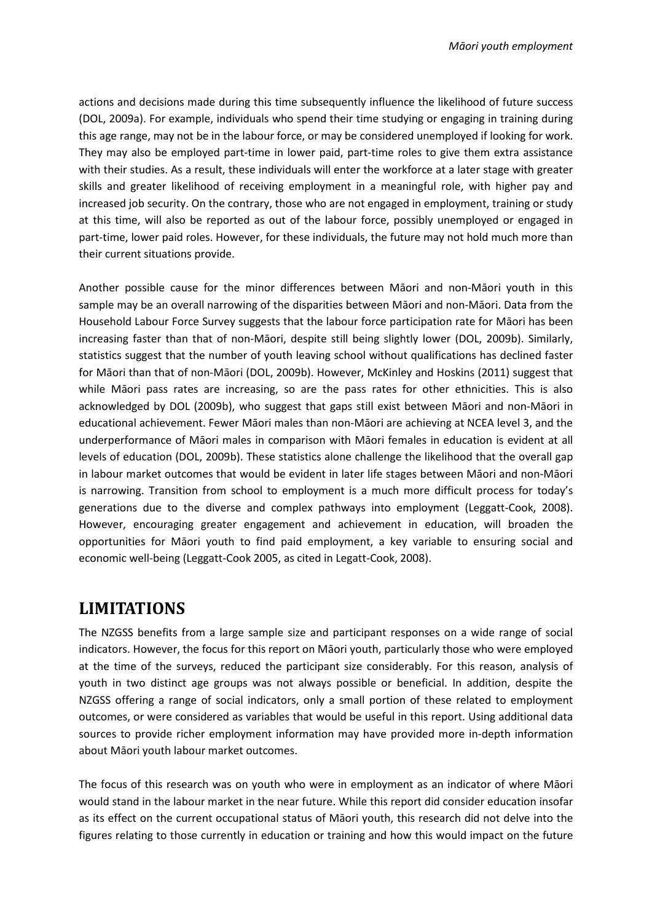actions and decisions made during this time subsequently influence the likelihood of future success (DOL, 2009a). For example, individuals who spend their time studying or engaging in training during this age range, may not be in the labour force, or may be considered unemployed if looking for work. They may also be employed part-time in lower paid, part-time roles to give them extra assistance with their studies. As a result, these individuals will enter the workforce at a later stage with greater skills and greater likelihood of receiving employment in a meaningful role, with higher pay and increased job security. On the contrary, those who are not engaged in employment, training or study at this time, will also be reported as out of the labour force, possibly unemployed or engaged in part-time, lower paid roles. However, for these individuals, the future may not hold much more than their current situations provide.

Another possible cause for the minor differences between Māori and non-Māori youth in this sample may be an overall narrowing of the disparities between Māori and non-Māori. Data from the Household Labour Force Survey suggests that the labour force participation rate for Māori has been increasing faster than that of non-Māori, despite still being slightly lower (DOL, 2009b). Similarly, statistics suggest that the number of youth leaving school without qualifications has declined faster for Māori than that of non-Māori (DOL, 2009b). However, McKinley and Hoskins (2011) suggest that while Māori pass rates are increasing, so are the pass rates for other ethnicities. This is also acknowledged by DOL (2009b), who suggest that gaps still exist between Māori and non-Māori in educational achievement. Fewer Māori males than non-Māori are achieving at NCEA level 3, and the underperformance of Māori males in comparison with Māori females in education is evident at all levels of education (DOL, 2009b). These statistics alone challenge the likelihood that the overall gap in labour market outcomes that would be evident in later life stages between Māori and non-Māori is narrowing. Transition from school to employment is a much more difficult process for today's generations due to the diverse and complex pathways into employment (Leggatt-Cook, 2008). However, encouraging greater engagement and achievement in education, will broaden the opportunities for Māori youth to find paid employment, a key variable to ensuring social and economic well-being (Leggatt-Cook 2005, as cited in Legatt-Cook, 2008).

## LIMITATIONS

The NZGSS benefits from a large sample size and participant responses on a wide range of social indicators. However, the focus for this report on Māori youth, particularly those who were employed at the time of the surveys, reduced the participant size considerably. For this reason, analysis of youth in two distinct age groups was not always possible or beneficial. In addition, despite the NZGSS offering a range of social indicators, only a small portion of these related to employment outcomes, or were considered as variables that would be useful in this report. Using additional data sources to provide richer employment information may have provided more in-depth information about Māori youth labour market outcomes.

The focus of this research was on youth who were in employment as an indicator of where Māori would stand in the labour market in the near future. While this report did consider education insofar as its effect on the current occupational status of Māori youth, this research did not delve into the figures relating to those currently in education or training and how this would impact on the future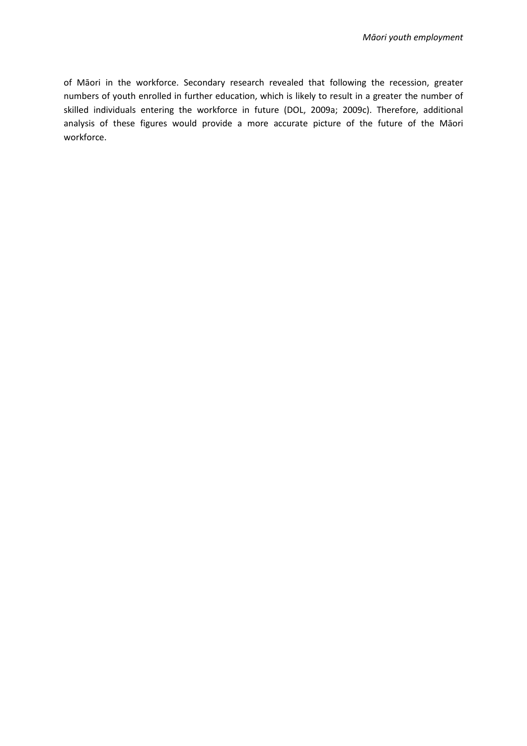of Māori in the workforce. Secondary research revealed that following the recession, greater numbers of youth enrolled in further education, which is likely to result in a greater the number of skilled individuals entering the workforce in future (DOL, 2009a; 2009c). Therefore, additional analysis of these figures would provide a more accurate picture of the future of the Māori workforce.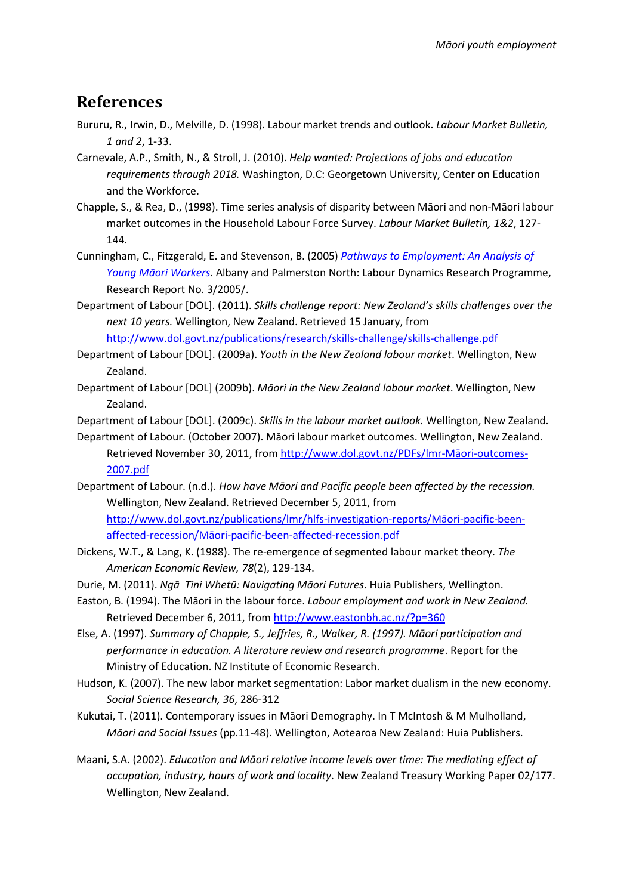# References

Bururu, R., Irwin, D., Melville, D. (1998). Labour market trends and outlook. *Labour Market Bulletin, 1 and 2*, 1-33.

Carnevale, A.P., Smith, N., & Stroll, J. (2010). *Help wanted: Projections of jobs and education requirements through 2018.* Washington, D.C: Georgetown University, Center on Education and the Workforce.

Chapple, S., & Rea, D., (1998). Time series analysis of disparity between Māori and non-Māori labour market outcomes in the Household Labour Force Survey. *Labour Market Bulletin, 1&2*, 127-144.

Cunningham, C., Fitzgerald, E. and Stevenson, B. (2005) *Pathways to Employment: An Analysis of Young Māori Workers*. Albany and Palmerston North: Labour Dynamics Research Programme, Research Report No. 3/2005/.

Department of Labour [DOL]. (2011). *Skills challenge report: New Zealand's skills challenges over the next 10 years.* Wellington, New Zealand. Retrieved 15 January, from http://www.dol.govt.nz/publications/research/skills-challenge/skills-challenge.pdf

Department of Labour [DOL]. (2009a). *Youth in the New Zealand labour market*. Wellington, New Zealand.

Department of Labour [DOL] (2009b). *Māori in the New Zealand labour market*. Wellington, New Zealand.

Department of Labour [DOL]. (2009c). *Skills in the labour market outlook.* Wellington, New Zealand.

Department of Labour. (October 2007). Māori labour market outcomes. Wellington, New Zealand. Retrieved November 30, 2011, from http://www.dol.govt.nz/PDFs/lmr-Māori-outcomes-2007.pdf

Department of Labour. (n.d.). *How have Māori and Pacific people been affected by the recession.* Wellington, New Zealand. Retrieved December 5, 2011, from http://www.dol.govt.nz/publications/lmr/hlfs-investigation-reports/Māori-pacific-been-affected-recession/Māori-pacific-been-affected-recession.pdf

Dickens, W.T., & Lang, K. (1988). The re-emergence of segmented labour market theory. *The American Economic Review, 78*(2), 129-134.

Durie, M. (2011). *Ngā Tini Whetū: Navigating Māori Futures*. Huia Publishers, Wellington.

Easton, B. (1994). The Māori in the labour force. *Labour employment and work in New Zealand.* Retrieved December 6, 2011, from http://www.eastonbh.ac.nz/?p=360

Else, A. (1997). *Summary of Chapple, S., Jeffries, R., Walker, R. (1997). Māori participation and performance in education. A literature review and research programme*. Report for the Ministry of Education. NZ Institute of Economic Research.

Hudson, K. (2007). The new labor market segmentation: Labor market dualism in the new economy. *Social Science Research, 36*, 286-312

Kukutai, T. (2011). Contemporary issues in Māori Demography. In T McIntosh & M Mulholland, *Māori and Social Issues* (pp.11-48). Wellington, Aotearoa New Zealand: Huia Publishers.

Maani, S.A. (2002). *Education and Māori relative income levels over time: The mediating effect of occupation, industry, hours of work and locality*. New Zealand Treasury Working Paper 02/177. Wellington, New Zealand.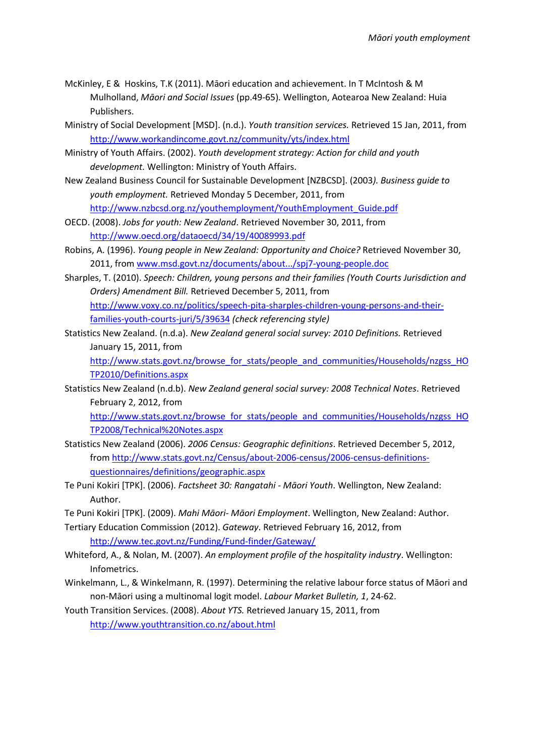McKinley, E & Hoskins, T.K (2011). Māori education and achievement. In T McIntosh & M Mulholland, *Māori and Social Issues* (pp.49-65). Wellington, Aotearoa New Zealand: Huia Publishers.

Ministry of Social Development [MSD]. (n.d.). *Youth transition services.* Retrieved 15 Jan, 2011, from http://www.workandincome.govt.nz/community/yts/index.html

Ministry of Youth Affairs. (2002). *Youth development strategy: Action for child and youth development.* Wellington: Ministry of Youth Affairs.

New Zealand Business Council for Sustainable Development [NZBCSD]. (2003*). Business guide to youth employment.* Retrieved Monday 5 December, 2011, from http://www.nzbcsd.org.nz/youthemployment/YouthEmployment_Guide.pdf

OECD. (2008). *Jobs for youth: New Zealand*. Retrieved November 30, 2011, from http://www.oecd.org/dataoecd/34/19/40089993.pdf

Robins, A. (1996). *Young people in New Zealand: Opportunity and Choice?* Retrieved November 30, 2011, from www.msd.govt.nz/documents/about.../spj7-young-people.doc

Sharples, T. (2010). *Speech: Children, young persons and their families (Youth Courts Jurisdiction and Orders) Amendment Bill.* Retrieved December 5, 2011, from http://www.voxy.co.nz/politics/speech-pita-sharples-children-young-persons-and-their-families-youth-courts-juri/5/39634 *(check referencing style)*

Statistics New Zealand. (n.d.a). *New Zealand general social survey: 2010 Definitions.* Retrieved January 15, 2011, from http://www.stats.govt.nz/browse_for_stats/people_and_communities/Households/nzgss_HOTP2010/Definitions.aspx

Statistics New Zealand (n.d.b). *New Zealand general social survey: 2008 Technical Notes*. Retrieved February 2, 2012, from http://www.stats.govt.nz/browse_for_stats/people_and_communities/Households/nzgss_HOTP2008/Technical%20Notes.aspx

Statistics New Zealand (2006). *2006 Census: Geographic definitions*. Retrieved December 5, 2012, from http://www.stats.govt.nz/Census/about-2006-census/2006-census-definitions-questionnaires/definitions/geographic.aspx

Te Puni Kokiri [TPK]. (2006). *Factsheet 30: Rangatahi - Māori Youth*. Wellington, New Zealand: Author.

Te Puni Kokiri [TPK]. (2009). *Mahi Māori- Māori Employment*. Wellington, New Zealand: Author.

Tertiary Education Commission (2012). *Gateway*. Retrieved February 16, 2012, from http://www.tec.govt.nz/Funding/Fund-finder/Gateway/

Whiteford, A., & Nolan, M. (2007). *An employment profile of the hospitality industry*. Wellington: Infometrics.

Winkelmann, L., & Winkelmann, R. (1997). Determining the relative labour force status of Māori and non-Māori using a multinomal logit model. *Labour Market Bulletin, 1*, 24-62.

Youth Transition Services. (2008). *About YTS.* Retrieved January 15, 2011, from http://www.youthtransition.co.nz/about.html